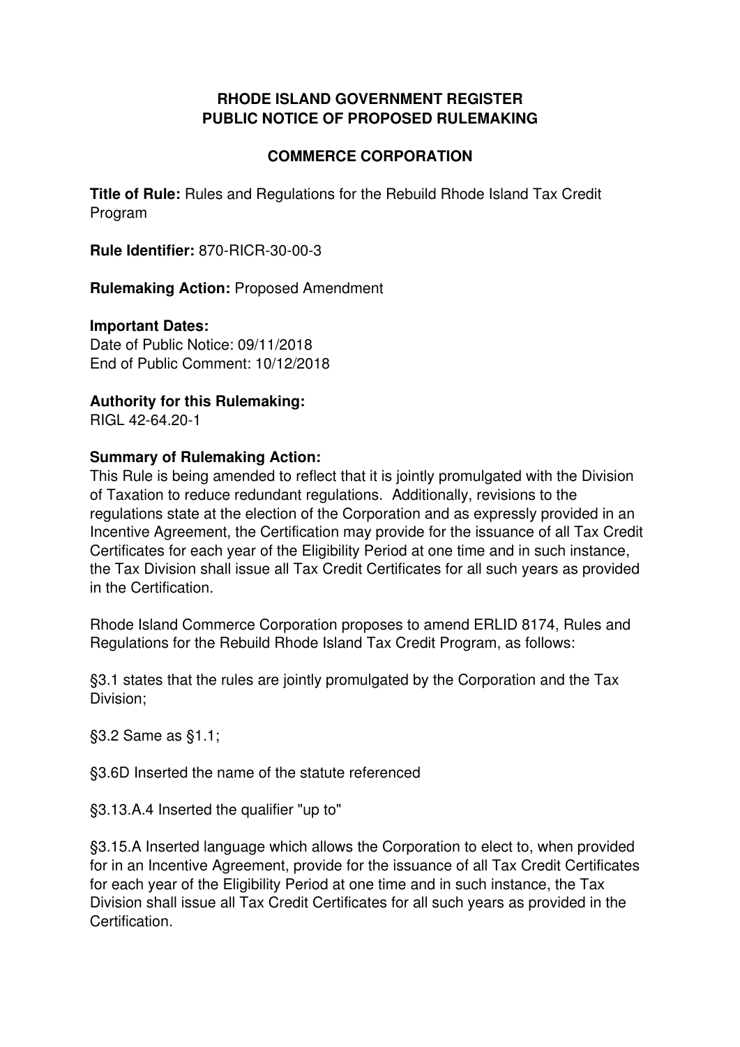**RHODE ISLAND GOVERNMENT REGISTER**
**PUBLIC NOTICE OF PROPOSED RULEMAKING**

**COMMERCE CORPORATION**

**Title of Rule:** Rules and Regulations for the Rebuild Rhode Island Tax Credit Program

**Rule Identifier:** 870-RICR-30-00-3

**Rulemaking Action:** Proposed Amendment

**Important Dates:**
Date of Public Notice: 09/11/2018
End of Public Comment: 10/12/2018

**Authority for this Rulemaking:**
RIGL 42-64.20-1

**Summary of Rulemaking Action:**
This Rule is being amended to reflect that it is jointly promulgated with the Division of Taxation to reduce redundant regulations. Additionally, revisions to the regulations state at the election of the Corporation and as expressly provided in an Incentive Agreement, the Certification may provide for the issuance of all Tax Credit Certificates for each year of the Eligibility Period at one time and in such instance, the Tax Division shall issue all Tax Credit Certificates for all such years as provided in the Certification.

Rhode Island Commerce Corporation proposes to amend ERLID 8174, Rules and Regulations for the Rebuild Rhode Island Tax Credit Program, as follows:

§3.1 states that the rules are jointly promulgated by the Corporation and the Tax Division;

§3.2 Same as §1.1;

§3.6D Inserted the name of the statute referenced

§3.13.A.4 Inserted the qualifier "up to"

§3.15.A Inserted language which allows the Corporation to elect to, when provided for in an Incentive Agreement, provide for the issuance of all Tax Credit Certificates for each year of the Eligibility Period at one time and in such instance, the Tax Division shall issue all Tax Credit Certificates for all such years as provided in the Certification.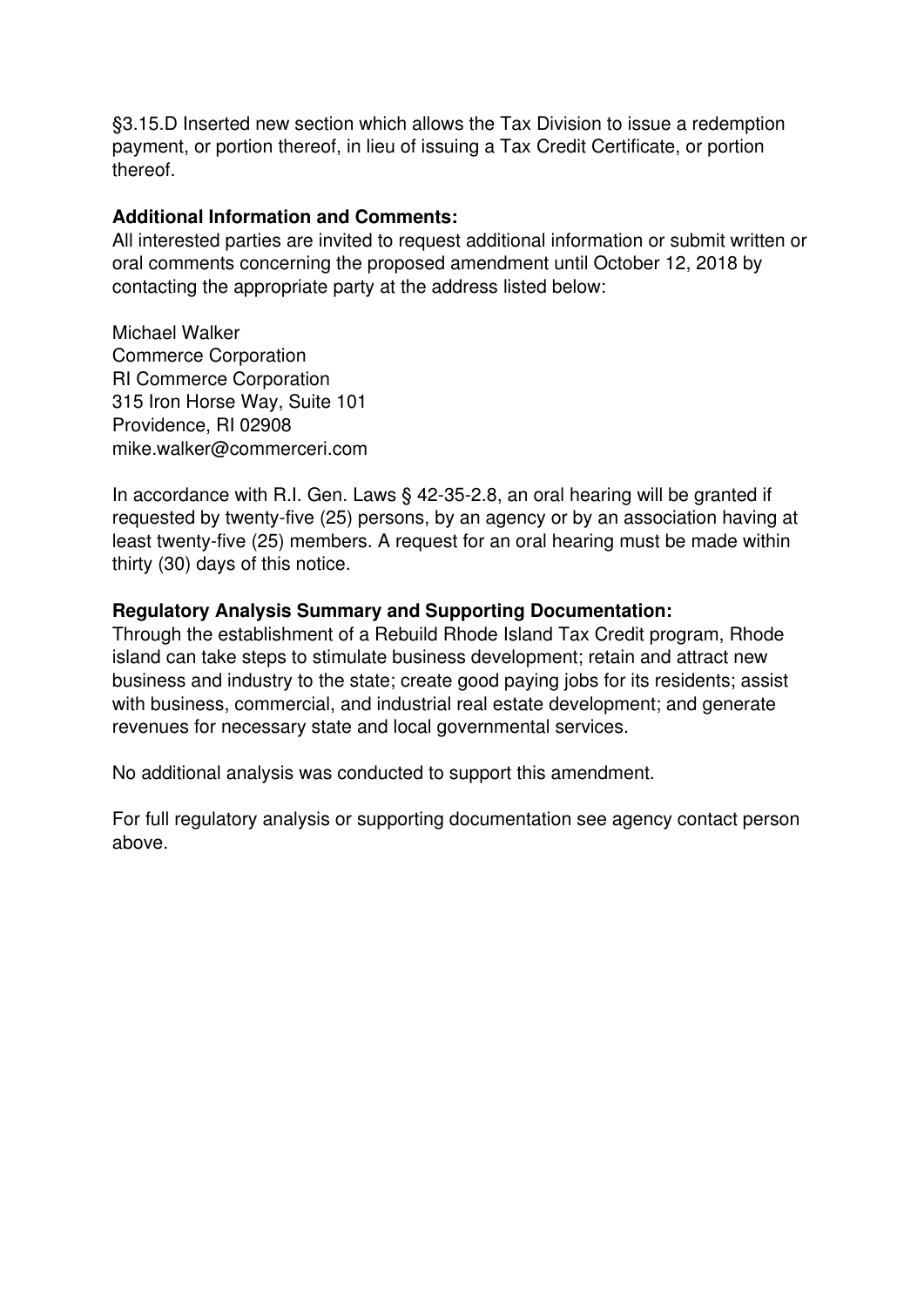§3.15.D Inserted new section which allows the Tax Division to issue a redemption payment, or portion thereof, in lieu of issuing a Tax Credit Certificate, or portion thereof.

**Additional Information and Comments:**
All interested parties are invited to request additional information or submit written or oral comments concerning the proposed amendment until October 12, 2018 by contacting the appropriate party at the address listed below:

Michael Walker
Commerce Corporation
RI Commerce Corporation
315 Iron Horse Way, Suite 101
Providence, RI 02908
mike.walker@commerceri.com

In accordance with R.I. Gen. Laws § 42-35-2.8, an oral hearing will be granted if requested by twenty-five (25) persons, by an agency or by an association having at least twenty-five (25) members. A request for an oral hearing must be made within thirty (30) days of this notice.

**Regulatory Analysis Summary and Supporting Documentation:**
Through the establishment of a Rebuild Rhode Island Tax Credit program, Rhode island can take steps to stimulate business development; retain and attract new business and industry to the state; create good paying jobs for its residents; assist with business, commercial, and industrial real estate development; and generate revenues for necessary state and local governmental services.

No additional analysis was conducted to support this amendment.

For full regulatory analysis or supporting documentation see agency contact person above.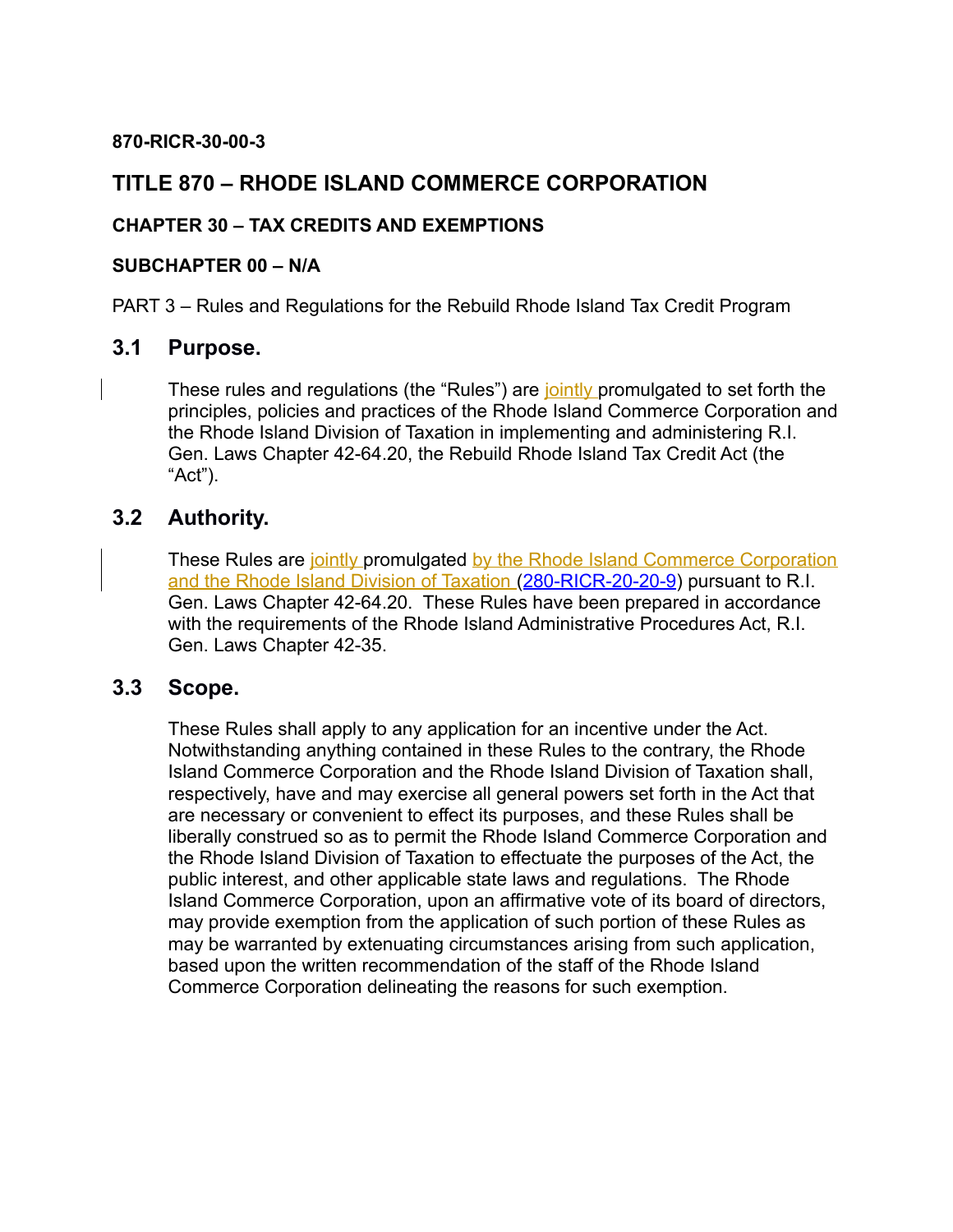870-RICR-30-00-3

# TITLE 870 – RHODE ISLAND COMMERCE CORPORATION

### CHAPTER 30 – TAX CREDITS AND EXEMPTIONS

### SUBCHAPTER 00 – N/A

PART 3 – Rules and Regulations for the Rebuild Rhode Island Tax Credit Program

## 3.1 Purpose.

These rules and regulations (the "Rules") are jointly promulgated to set forth the principles, policies and practices of the Rhode Island Commerce Corporation and the Rhode Island Division of Taxation in implementing and administering R.I. Gen. Laws Chapter 42-64.20, the Rebuild Rhode Island Tax Credit Act (the "Act").

## 3.2 Authority.

These Rules are jointly promulgated by the Rhode Island Commerce Corporation and the Rhode Island Division of Taxation (280-RICR-20-20-9) pursuant to R.I. Gen. Laws Chapter 42-64.20. These Rules have been prepared in accordance with the requirements of the Rhode Island Administrative Procedures Act, R.I. Gen. Laws Chapter 42-35.

## 3.3 Scope.

These Rules shall apply to any application for an incentive under the Act. Notwithstanding anything contained in these Rules to the contrary, the Rhode Island Commerce Corporation and the Rhode Island Division of Taxation shall, respectively, have and may exercise all general powers set forth in the Act that are necessary or convenient to effect its purposes, and these Rules shall be liberally construed so as to permit the Rhode Island Commerce Corporation and the Rhode Island Division of Taxation to effectuate the purposes of the Act, the public interest, and other applicable state laws and regulations. The Rhode Island Commerce Corporation, upon an affirmative vote of its board of directors, may provide exemption from the application of such portion of these Rules as may be warranted by extenuating circumstances arising from such application, based upon the written recommendation of the staff of the Rhode Island Commerce Corporation delineating the reasons for such exemption.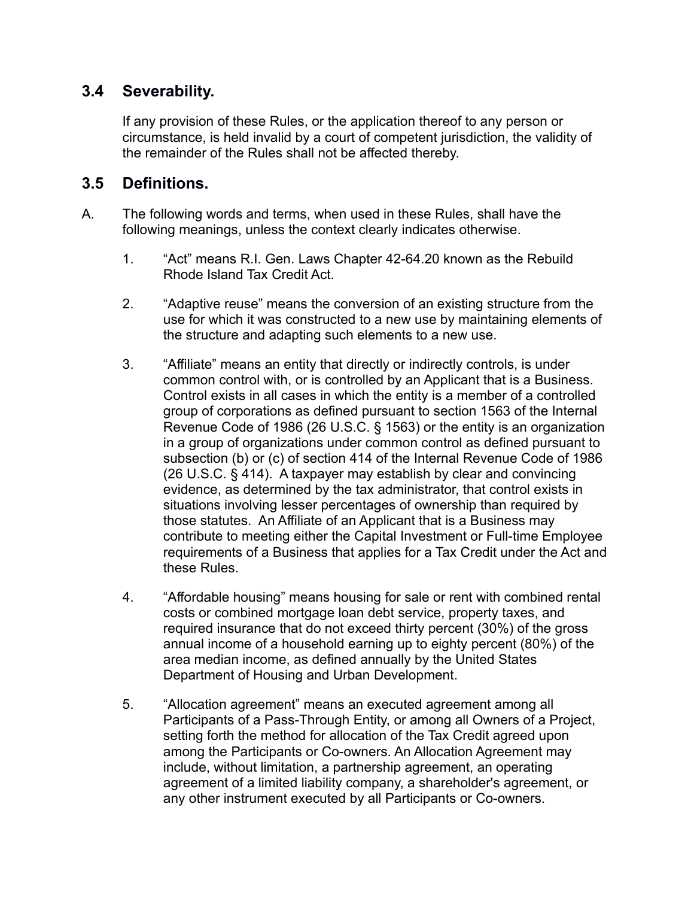## 3.4 Severability.

If any provision of these Rules, or the application thereof to any person or circumstance, is held invalid by a court of competent jurisdiction, the validity of the remainder of the Rules shall not be affected thereby.

## 3.5 Definitions.

A. The following words and terms, when used in these Rules, shall have the following meanings, unless the context clearly indicates otherwise.

1. “Act” means R.I. Gen. Laws Chapter 42-64.20 known as the Rebuild Rhode Island Tax Credit Act.

2. “Adaptive reuse” means the conversion of an existing structure from the use for which it was constructed to a new use by maintaining elements of the structure and adapting such elements to a new use.

3. “Affiliate” means an entity that directly or indirectly controls, is under common control with, or is controlled by an Applicant that is a Business. Control exists in all cases in which the entity is a member of a controlled group of corporations as defined pursuant to section 1563 of the Internal Revenue Code of 1986 (26 U.S.C. § 1563) or the entity is an organization in a group of organizations under common control as defined pursuant to subsection (b) or (c) of section 414 of the Internal Revenue Code of 1986 (26 U.S.C. § 414). A taxpayer may establish by clear and convincing evidence, as determined by the tax administrator, that control exists in situations involving lesser percentages of ownership than required by those statutes. An Affiliate of an Applicant that is a Business may contribute to meeting either the Capital Investment or Full-time Employee requirements of a Business that applies for a Tax Credit under the Act and these Rules.

4. “Affordable housing” means housing for sale or rent with combined rental costs or combined mortgage loan debt service, property taxes, and required insurance that do not exceed thirty percent (30%) of the gross annual income of a household earning up to eighty percent (80%) of the area median income, as defined annually by the United States Department of Housing and Urban Development.

5. “Allocation agreement” means an executed agreement among all Participants of a Pass-Through Entity, or among all Owners of a Project, setting forth the method for allocation of the Tax Credit agreed upon among the Participants or Co-owners. An Allocation Agreement may include, without limitation, a partnership agreement, an operating agreement of a limited liability company, a shareholder's agreement, or any other instrument executed by all Participants or Co-owners.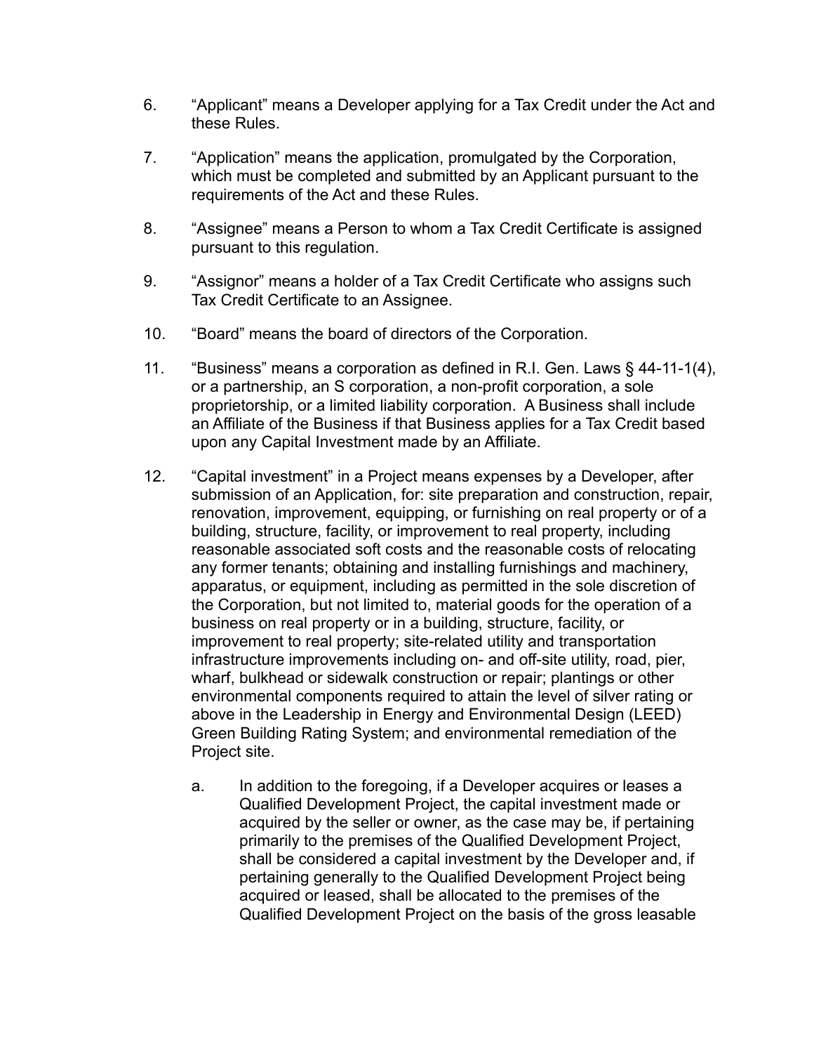6. "Applicant" means a Developer applying for a Tax Credit under the Act and these Rules.

7. "Application" means the application, promulgated by the Corporation, which must be completed and submitted by an Applicant pursuant to the requirements of the Act and these Rules.

8. "Assignee" means a Person to whom a Tax Credit Certificate is assigned pursuant to this regulation.

9. "Assignor" means a holder of a Tax Credit Certificate who assigns such Tax Credit Certificate to an Assignee.

10. "Board" means the board of directors of the Corporation.

11. "Business" means a corporation as defined in R.I. Gen. Laws § 44-11-1(4), or a partnership, an S corporation, a non-profit corporation, a sole proprietorship, or a limited liability corporation. A Business shall include an Affiliate of the Business if that Business applies for a Tax Credit based upon any Capital Investment made by an Affiliate.

12. "Capital investment" in a Project means expenses by a Developer, after submission of an Application, for: site preparation and construction, repair, renovation, improvement, equipping, or furnishing on real property or of a building, structure, facility, or improvement to real property, including reasonable associated soft costs and the reasonable costs of relocating any former tenants; obtaining and installing furnishings and machinery, apparatus, or equipment, including as permitted in the sole discretion of the Corporation, but not limited to, material goods for the operation of a business on real property or in a building, structure, facility, or improvement to real property; site-related utility and transportation infrastructure improvements including on- and off-site utility, road, pier, wharf, bulkhead or sidewalk construction or repair; plantings or other environmental components required to attain the level of silver rating or above in the Leadership in Energy and Environmental Design (LEED) Green Building Rating System; and environmental remediation of the Project site.

    a. In addition to the foregoing, if a Developer acquires or leases a Qualified Development Project, the capital investment made or acquired by the seller or owner, as the case may be, if pertaining primarily to the premises of the Qualified Development Project, shall be considered a capital investment by the Developer and, if pertaining generally to the Qualified Development Project being acquired or leased, shall be allocated to the premises of the Qualified Development Project on the basis of the gross leasable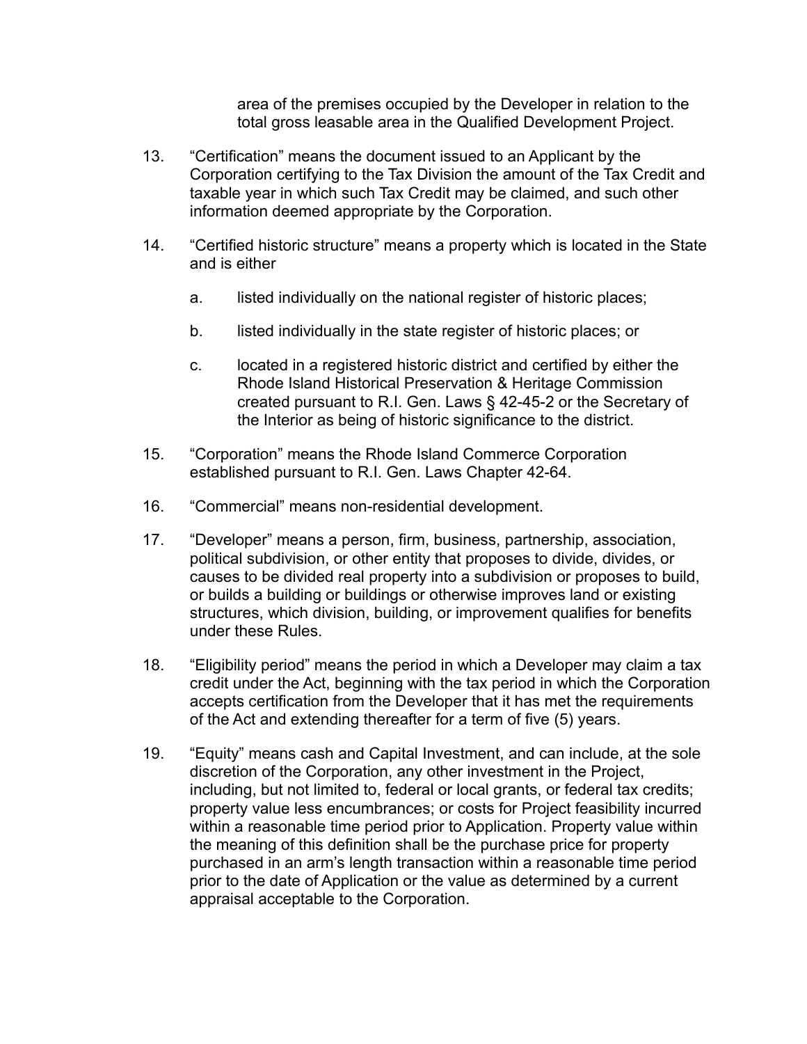area of the premises occupied by the Developer in relation to the total gross leasable area in the Qualified Development Project.

13. "Certification" means the document issued to an Applicant by the Corporation certifying to the Tax Division the amount of the Tax Credit and taxable year in which such Tax Credit may be claimed, and such other information deemed appropriate by the Corporation.

14. "Certified historic structure" means a property which is located in the State and is either

    a. listed individually on the national register of historic places;

    b. listed individually in the state register of historic places; or

    c. located in a registered historic district and certified by either the Rhode Island Historical Preservation & Heritage Commission created pursuant to R.I. Gen. Laws § 42-45-2 or the Secretary of the Interior as being of historic significance to the district.

15. "Corporation" means the Rhode Island Commerce Corporation established pursuant to R.I. Gen. Laws Chapter 42-64.

16. "Commercial" means non-residential development.

17. "Developer" means a person, firm, business, partnership, association, political subdivision, or other entity that proposes to divide, divides, or causes to be divided real property into a subdivision or proposes to build, or builds a building or buildings or otherwise improves land or existing structures, which division, building, or improvement qualifies for benefits under these Rules.

18. "Eligibility period" means the period in which a Developer may claim a tax credit under the Act, beginning with the tax period in which the Corporation accepts certification from the Developer that it has met the requirements of the Act and extending thereafter for a term of five (5) years.

19. "Equity" means cash and Capital Investment, and can include, at the sole discretion of the Corporation, any other investment in the Project, including, but not limited to, federal or local grants, or federal tax credits; property value less encumbrances; or costs for Project feasibility incurred within a reasonable time period prior to Application. Property value within the meaning of this definition shall be the purchase price for property purchased in an arm's length transaction within a reasonable time period prior to the date of Application or the value as determined by a current appraisal acceptable to the Corporation.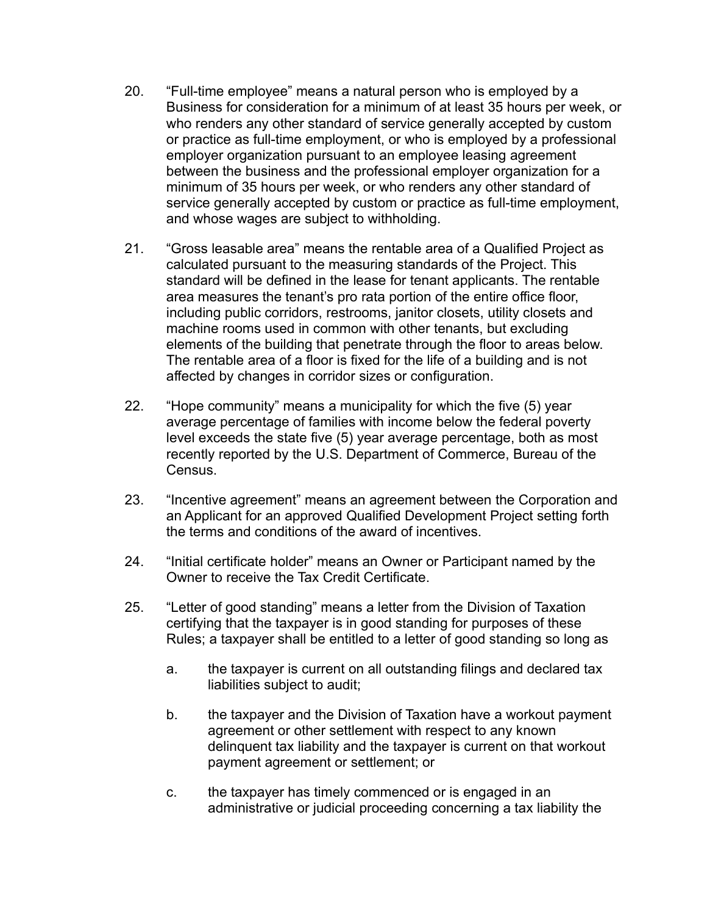20. "Full-time employee" means a natural person who is employed by a Business for consideration for a minimum of at least 35 hours per week, or who renders any other standard of service generally accepted by custom or practice as full-time employment, or who is employed by a professional employer organization pursuant to an employee leasing agreement between the business and the professional employer organization for a minimum of 35 hours per week, or who renders any other standard of service generally accepted by custom or practice as full-time employment, and whose wages are subject to withholding.

21. "Gross leasable area" means the rentable area of a Qualified Project as calculated pursuant to the measuring standards of the Project. This standard will be defined in the lease for tenant applicants. The rentable area measures the tenant's pro rata portion of the entire office floor, including public corridors, restrooms, janitor closets, utility closets and machine rooms used in common with other tenants, but excluding elements of the building that penetrate through the floor to areas below. The rentable area of a floor is fixed for the life of a building and is not affected by changes in corridor sizes or configuration.

22. "Hope community" means a municipality for which the five (5) year average percentage of families with income below the federal poverty level exceeds the state five (5) year average percentage, both as most recently reported by the U.S. Department of Commerce, Bureau of the Census.

23. "Incentive agreement" means an agreement between the Corporation and an Applicant for an approved Qualified Development Project setting forth the terms and conditions of the award of incentives.

24. "Initial certificate holder" means an Owner or Participant named by the Owner to receive the Tax Credit Certificate.

25. "Letter of good standing" means a letter from the Division of Taxation certifying that the taxpayer is in good standing for purposes of these Rules; a taxpayer shall be entitled to a letter of good standing so long as

    a. the taxpayer is current on all outstanding filings and declared tax liabilities subject to audit;

    b. the taxpayer and the Division of Taxation have a workout payment agreement or other settlement with respect to any known delinquent tax liability and the taxpayer is current on that workout payment agreement or settlement; or

    c. the taxpayer has timely commenced or is engaged in an administrative or judicial proceeding concerning a tax liability the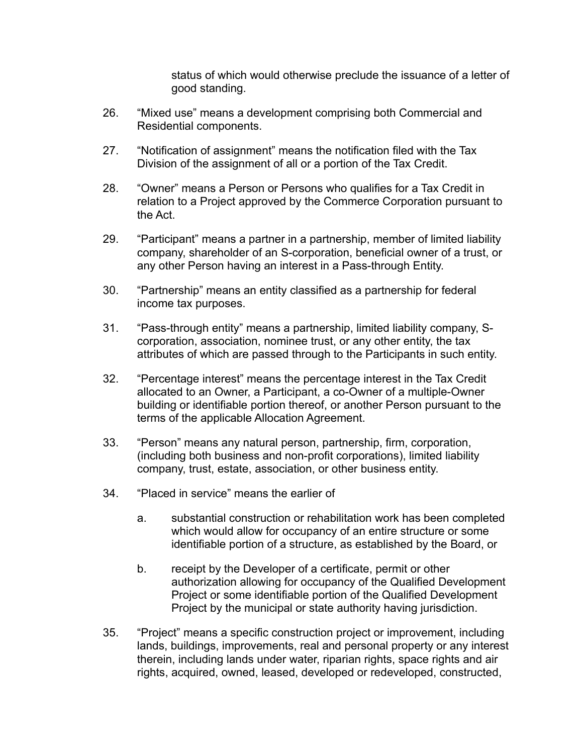status of which would otherwise preclude the issuance of a letter of good standing.

26. “Mixed use” means a development comprising both Commercial and Residential components.

27. “Notification of assignment” means the notification filed with the Tax Division of the assignment of all or a portion of the Tax Credit.

28. “Owner” means a Person or Persons who qualifies for a Tax Credit in relation to a Project approved by the Commerce Corporation pursuant to the Act.

29. “Participant” means a partner in a partnership, member of limited liability company, shareholder of an S-corporation, beneficial owner of a trust, or any other Person having an interest in a Pass-through Entity.

30. “Partnership” means an entity classified as a partnership for federal income tax purposes.

31. “Pass-through entity” means a partnership, limited liability company, S-corporation, association, nominee trust, or any other entity, the tax attributes of which are passed through to the Participants in such entity.

32. “Percentage interest” means the percentage interest in the Tax Credit allocated to an Owner, a Participant, a co-Owner of a multiple-Owner building or identifiable portion thereof, or another Person pursuant to the terms of the applicable Allocation Agreement.

33. “Person” means any natural person, partnership, firm, corporation, (including both business and non-profit corporations), limited liability company, trust, estate, association, or other business entity.

34. “Placed in service” means the earlier of

    a. substantial construction or rehabilitation work has been completed which would allow for occupancy of an entire structure or some identifiable portion of a structure, as established by the Board, or

    b. receipt by the Developer of a certificate, permit or other authorization allowing for occupancy of the Qualified Development Project or some identifiable portion of the Qualified Development Project by the municipal or state authority having jurisdiction.

35. “Project” means a specific construction project or improvement, including lands, buildings, improvements, real and personal property or any interest therein, including lands under water, riparian rights, space rights and air rights, acquired, owned, leased, developed or redeveloped, constructed,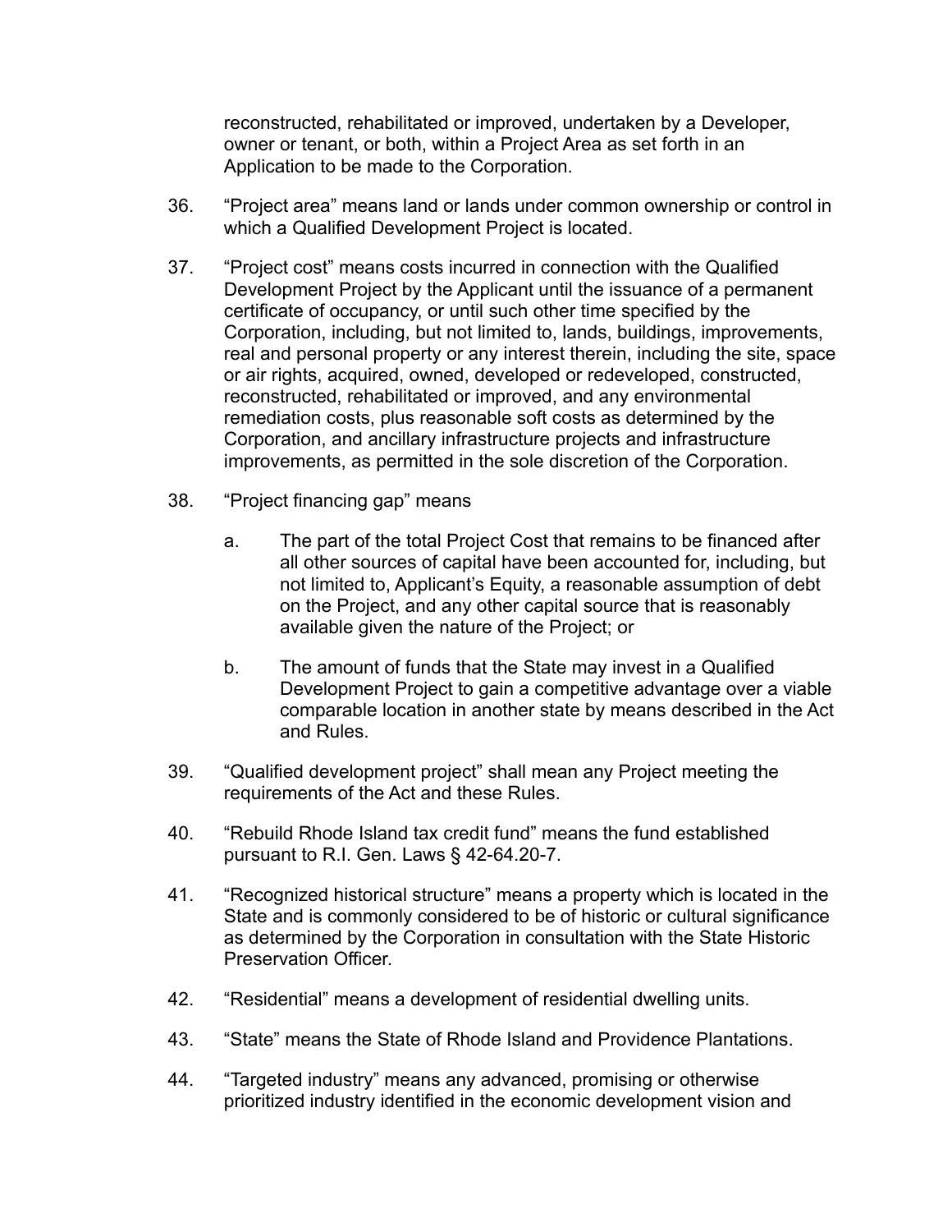reconstructed, rehabilitated or improved, undertaken by a Developer, owner or tenant, or both, within a Project Area as set forth in an Application to be made to the Corporation.

36. “Project area” means land or lands under common ownership or control in which a Qualified Development Project is located.

37. “Project cost” means costs incurred in connection with the Qualified Development Project by the Applicant until the issuance of a permanent certificate of occupancy, or until such other time specified by the Corporation, including, but not limited to, lands, buildings, improvements, real and personal property or any interest therein, including the site, space or air rights, acquired, owned, developed or redeveloped, constructed, reconstructed, rehabilitated or improved, and any environmental remediation costs, plus reasonable soft costs as determined by the Corporation, and ancillary infrastructure projects and infrastructure improvements, as permitted in the sole discretion of the Corporation.

38. “Project financing gap” means

    a. The part of the total Project Cost that remains to be financed after all other sources of capital have been accounted for, including, but not limited to, Applicant’s Equity, a reasonable assumption of debt on the Project, and any other capital source that is reasonably available given the nature of the Project; or

    b. The amount of funds that the State may invest in a Qualified Development Project to gain a competitive advantage over a viable comparable location in another state by means described in the Act and Rules.

39. “Qualified development project” shall mean any Project meeting the requirements of the Act and these Rules.

40. “Rebuild Rhode Island tax credit fund” means the fund established pursuant to R.I. Gen. Laws § 42-64.20-7.

41. “Recognized historical structure” means a property which is located in the State and is commonly considered to be of historic or cultural significance as determined by the Corporation in consultation with the State Historic Preservation Officer.

42. “Residential” means a development of residential dwelling units.

43. “State” means the State of Rhode Island and Providence Plantations.

44. “Targeted industry” means any advanced, promising or otherwise prioritized industry identified in the economic development vision and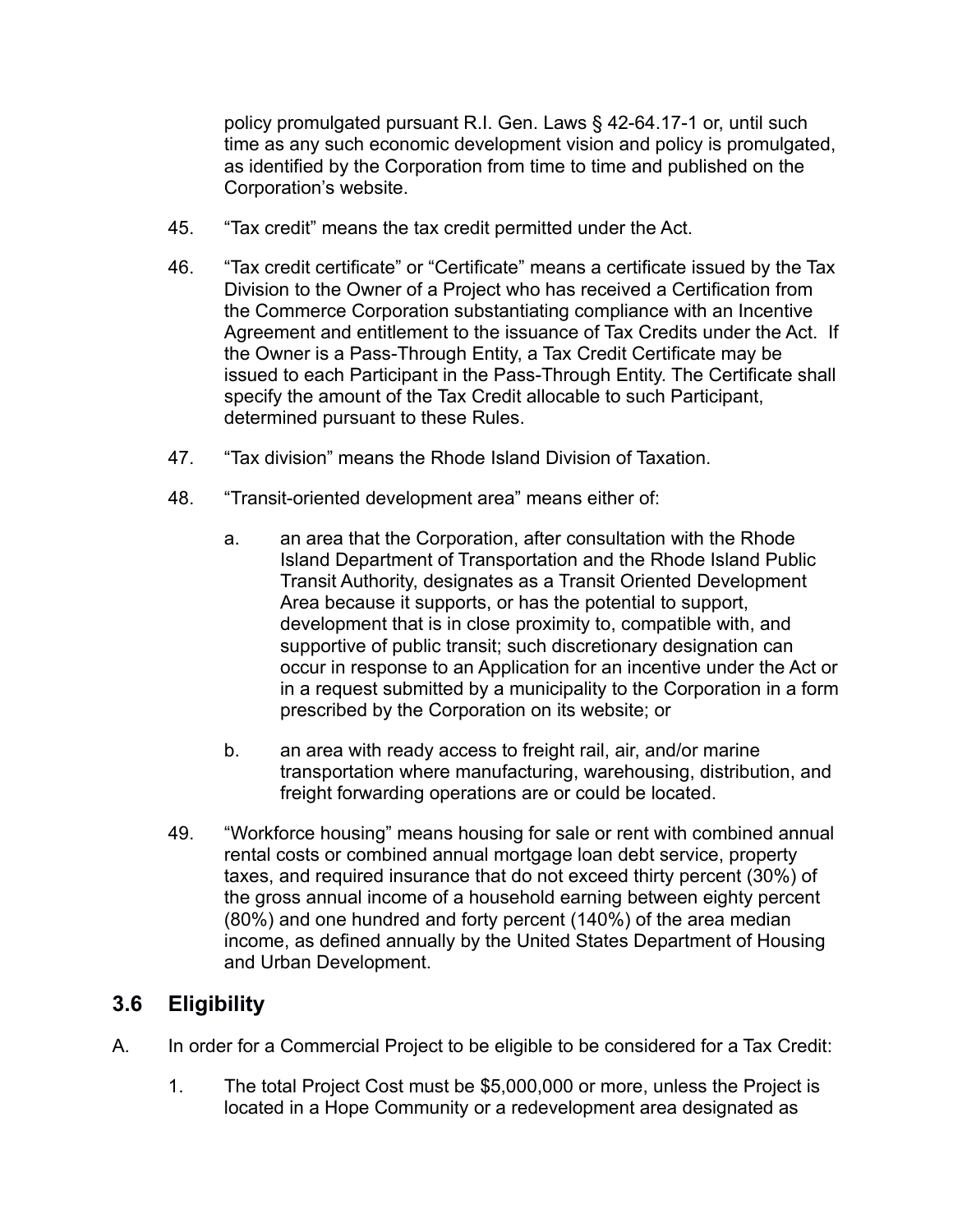policy promulgated pursuant R.I. Gen. Laws § 42-64.17-1 or, until such time as any such economic development vision and policy is promulgated, as identified by the Corporation from time to time and published on the Corporation's website.

45. "Tax credit" means the tax credit permitted under the Act.

46. "Tax credit certificate" or "Certificate" means a certificate issued by the Tax Division to the Owner of a Project who has received a Certification from the Commerce Corporation substantiating compliance with an Incentive Agreement and entitlement to the issuance of Tax Credits under the Act. If the Owner is a Pass-Through Entity, a Tax Credit Certificate may be issued to each Participant in the Pass-Through Entity. The Certificate shall specify the amount of the Tax Credit allocable to such Participant, determined pursuant to these Rules.

47. "Tax division" means the Rhode Island Division of Taxation.

48. "Transit-oriented development area" means either of:

    a. an area that the Corporation, after consultation with the Rhode Island Department of Transportation and the Rhode Island Public Transit Authority, designates as a Transit Oriented Development Area because it supports, or has the potential to support, development that is in close proximity to, compatible with, and supportive of public transit; such discretionary designation can occur in response to an Application for an incentive under the Act or in a request submitted by a municipality to the Corporation in a form prescribed by the Corporation on its website; or

    b. an area with ready access to freight rail, air, and/or marine transportation where manufacturing, warehousing, distribution, and freight forwarding operations are or could be located.

49. "Workforce housing" means housing for sale or rent with combined annual rental costs or combined annual mortgage loan debt service, property taxes, and required insurance that do not exceed thirty percent (30%) of the gross annual income of a household earning between eighty percent (80%) and one hundred and forty percent (140%) of the area median income, as defined annually by the United States Department of Housing and Urban Development.

## 3.6 Eligibility

A. In order for a Commercial Project to be eligible to be considered for a Tax Credit:

    1. The total Project Cost must be $5,000,000 or more, unless the Project is located in a Hope Community or a redevelopment area designated as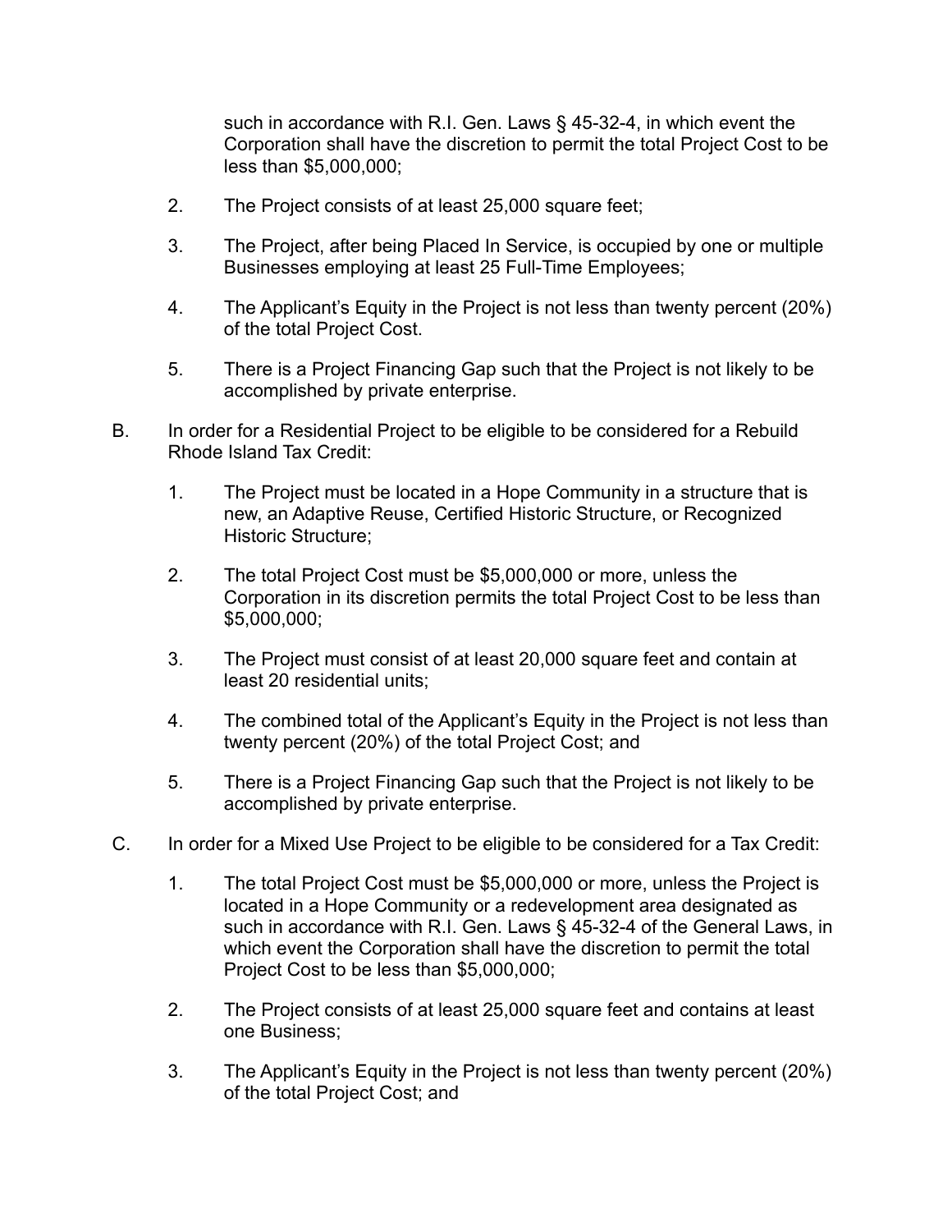such in accordance with R.I. Gen. Laws § 45-32-4, in which event the Corporation shall have the discretion to permit the total Project Cost to be less than $5,000,000;

2. The Project consists of at least 25,000 square feet;

3. The Project, after being Placed In Service, is occupied by one or multiple Businesses employing at least 25 Full-Time Employees;

4. The Applicant's Equity in the Project is not less than twenty percent (20%) of the total Project Cost.

5. There is a Project Financing Gap such that the Project is not likely to be accomplished by private enterprise.

B. In order for a Residential Project to be eligible to be considered for a Rebuild Rhode Island Tax Credit:

1. The Project must be located in a Hope Community in a structure that is new, an Adaptive Reuse, Certified Historic Structure, or Recognized Historic Structure;

2. The total Project Cost must be $5,000,000 or more, unless the Corporation in its discretion permits the total Project Cost to be less than $5,000,000;

3. The Project must consist of at least 20,000 square feet and contain at least 20 residential units;

4. The combined total of the Applicant's Equity in the Project is not less than twenty percent (20%) of the total Project Cost; and

5. There is a Project Financing Gap such that the Project is not likely to be accomplished by private enterprise.

C. In order for a Mixed Use Project to be eligible to be considered for a Tax Credit:

1. The total Project Cost must be $5,000,000 or more, unless the Project is located in a Hope Community or a redevelopment area designated as such in accordance with R.I. Gen. Laws § 45-32-4 of the General Laws, in which event the Corporation shall have the discretion to permit the total Project Cost to be less than $5,000,000;

2. The Project consists of at least 25,000 square feet and contains at least one Business;

3. The Applicant's Equity in the Project is not less than twenty percent (20%) of the total Project Cost; and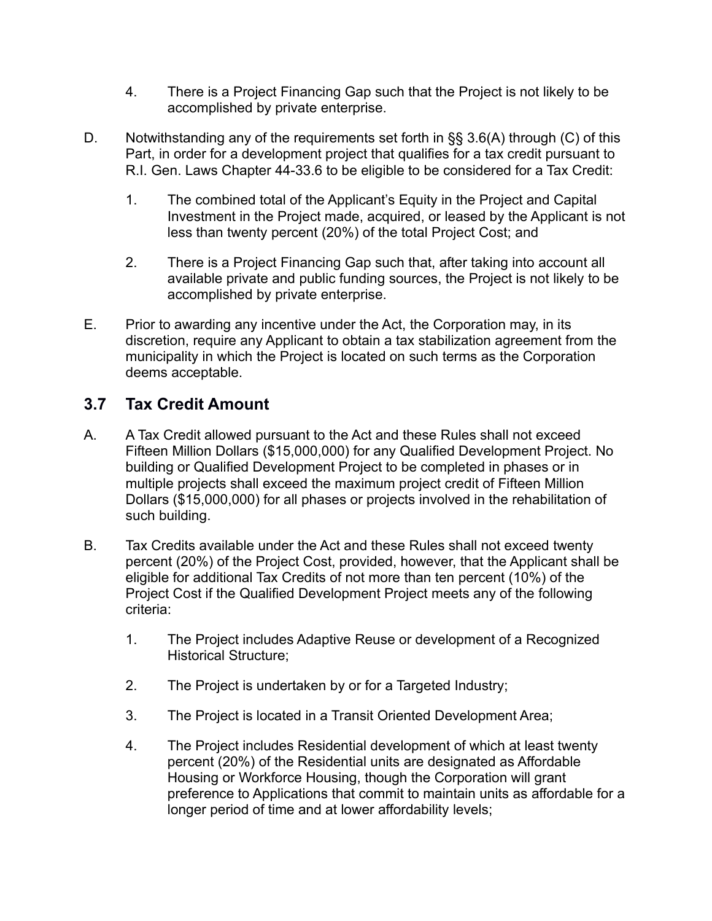4. There is a Project Financing Gap such that the Project is not likely to be accomplished by private enterprise.

D. Notwithstanding any of the requirements set forth in §§ 3.6(A) through (C) of this Part, in order for a development project that qualifies for a tax credit pursuant to R.I. Gen. Laws Chapter 44-33.6 to be eligible to be considered for a Tax Credit:

1. The combined total of the Applicant's Equity in the Project and Capital Investment in the Project made, acquired, or leased by the Applicant is not less than twenty percent (20%) of the total Project Cost; and

2. There is a Project Financing Gap such that, after taking into account all available private and public funding sources, the Project is not likely to be accomplished by private enterprise.

E. Prior to awarding any incentive under the Act, the Corporation may, in its discretion, require any Applicant to obtain a tax stabilization agreement from the municipality in which the Project is located on such terms as the Corporation deems acceptable.

## 3.7 Tax Credit Amount

A. A Tax Credit allowed pursuant to the Act and these Rules shall not exceed Fifteen Million Dollars ($15,000,000) for any Qualified Development Project. No building or Qualified Development Project to be completed in phases or in multiple projects shall exceed the maximum project credit of Fifteen Million Dollars ($15,000,000) for all phases or projects involved in the rehabilitation of such building.

B. Tax Credits available under the Act and these Rules shall not exceed twenty percent (20%) of the Project Cost, provided, however, that the Applicant shall be eligible for additional Tax Credits of not more than ten percent (10%) of the Project Cost if the Qualified Development Project meets any of the following criteria:

1. The Project includes Adaptive Reuse or development of a Recognized Historical Structure;

2. The Project is undertaken by or for a Targeted Industry;

3. The Project is located in a Transit Oriented Development Area;

4. The Project includes Residential development of which at least twenty percent (20%) of the Residential units are designated as Affordable Housing or Workforce Housing, though the Corporation will grant preference to Applications that commit to maintain units as affordable for a longer period of time and at lower affordability levels;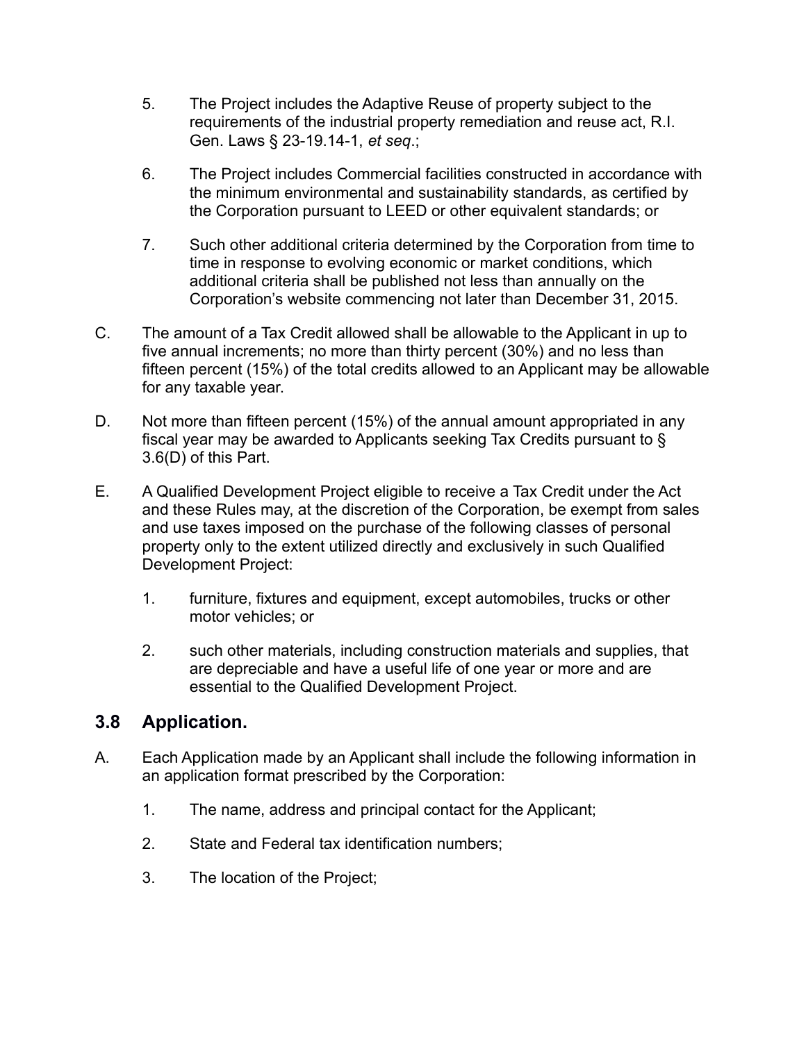5. The Project includes the Adaptive Reuse of property subject to the requirements of the industrial property remediation and reuse act, R.I. Gen. Laws § 23-19.14-1, *et seq*.;

6. The Project includes Commercial facilities constructed in accordance with the minimum environmental and sustainability standards, as certified by the Corporation pursuant to LEED or other equivalent standards; or

7. Such other additional criteria determined by the Corporation from time to time in response to evolving economic or market conditions, which additional criteria shall be published not less than annually on the Corporation's website commencing not later than December 31, 2015.

C. The amount of a Tax Credit allowed shall be allowable to the Applicant in up to five annual increments; no more than thirty percent (30%) and no less than fifteen percent (15%) of the total credits allowed to an Applicant may be allowable for any taxable year.

D. Not more than fifteen percent (15%) of the annual amount appropriated in any fiscal year may be awarded to Applicants seeking Tax Credits pursuant to § 3.6(D) of this Part.

E. A Qualified Development Project eligible to receive a Tax Credit under the Act and these Rules may, at the discretion of the Corporation, be exempt from sales and use taxes imposed on the purchase of the following classes of personal property only to the extent utilized directly and exclusively in such Qualified Development Project:

1. furniture, fixtures and equipment, except automobiles, trucks or other motor vehicles; or

2. such other materials, including construction materials and supplies, that are depreciable and have a useful life of one year or more and are essential to the Qualified Development Project.

## 3.8 Application.

A. Each Application made by an Applicant shall include the following information in an application format prescribed by the Corporation:

1. The name, address and principal contact for the Applicant;

2. State and Federal tax identification numbers;

3. The location of the Project;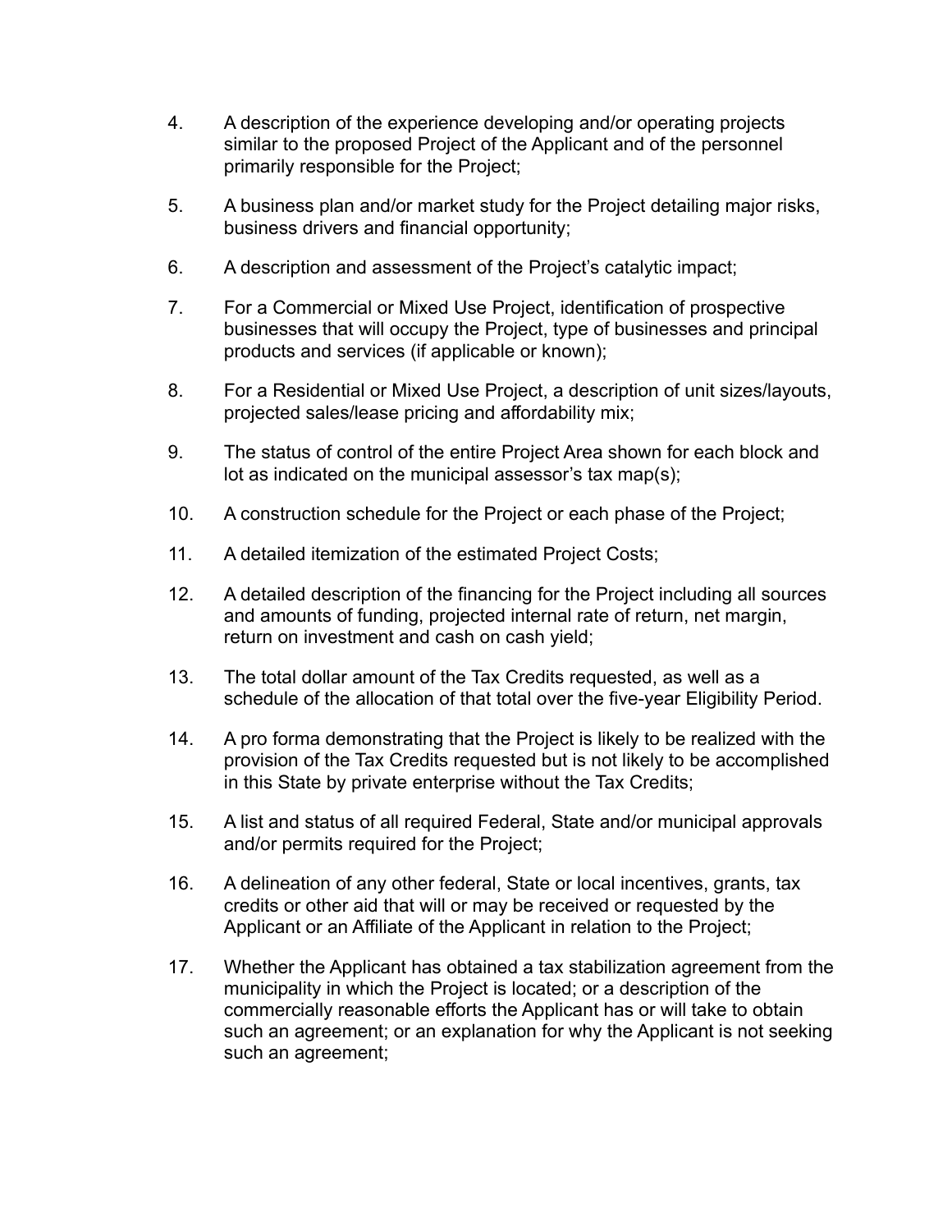4. A description of the experience developing and/or operating projects similar to the proposed Project of the Applicant and of the personnel primarily responsible for the Project;

5. A business plan and/or market study for the Project detailing major risks, business drivers and financial opportunity;

6. A description and assessment of the Project's catalytic impact;

7. For a Commercial or Mixed Use Project, identification of prospective businesses that will occupy the Project, type of businesses and principal products and services (if applicable or known);

8. For a Residential or Mixed Use Project, a description of unit sizes/layouts, projected sales/lease pricing and affordability mix;

9. The status of control of the entire Project Area shown for each block and lot as indicated on the municipal assessor's tax map(s);

10. A construction schedule for the Project or each phase of the Project;

11. A detailed itemization of the estimated Project Costs;

12. A detailed description of the financing for the Project including all sources and amounts of funding, projected internal rate of return, net margin, return on investment and cash on cash yield;

13. The total dollar amount of the Tax Credits requested, as well as a schedule of the allocation of that total over the five-year Eligibility Period.

14. A pro forma demonstrating that the Project is likely to be realized with the provision of the Tax Credits requested but is not likely to be accomplished in this State by private enterprise without the Tax Credits;

15. A list and status of all required Federal, State and/or municipal approvals and/or permits required for the Project;

16. A delineation of any other federal, State or local incentives, grants, tax credits or other aid that will or may be received or requested by the Applicant or an Affiliate of the Applicant in relation to the Project;

17. Whether the Applicant has obtained a tax stabilization agreement from the municipality in which the Project is located; or a description of the commercially reasonable efforts the Applicant has or will take to obtain such an agreement; or an explanation for why the Applicant is not seeking such an agreement;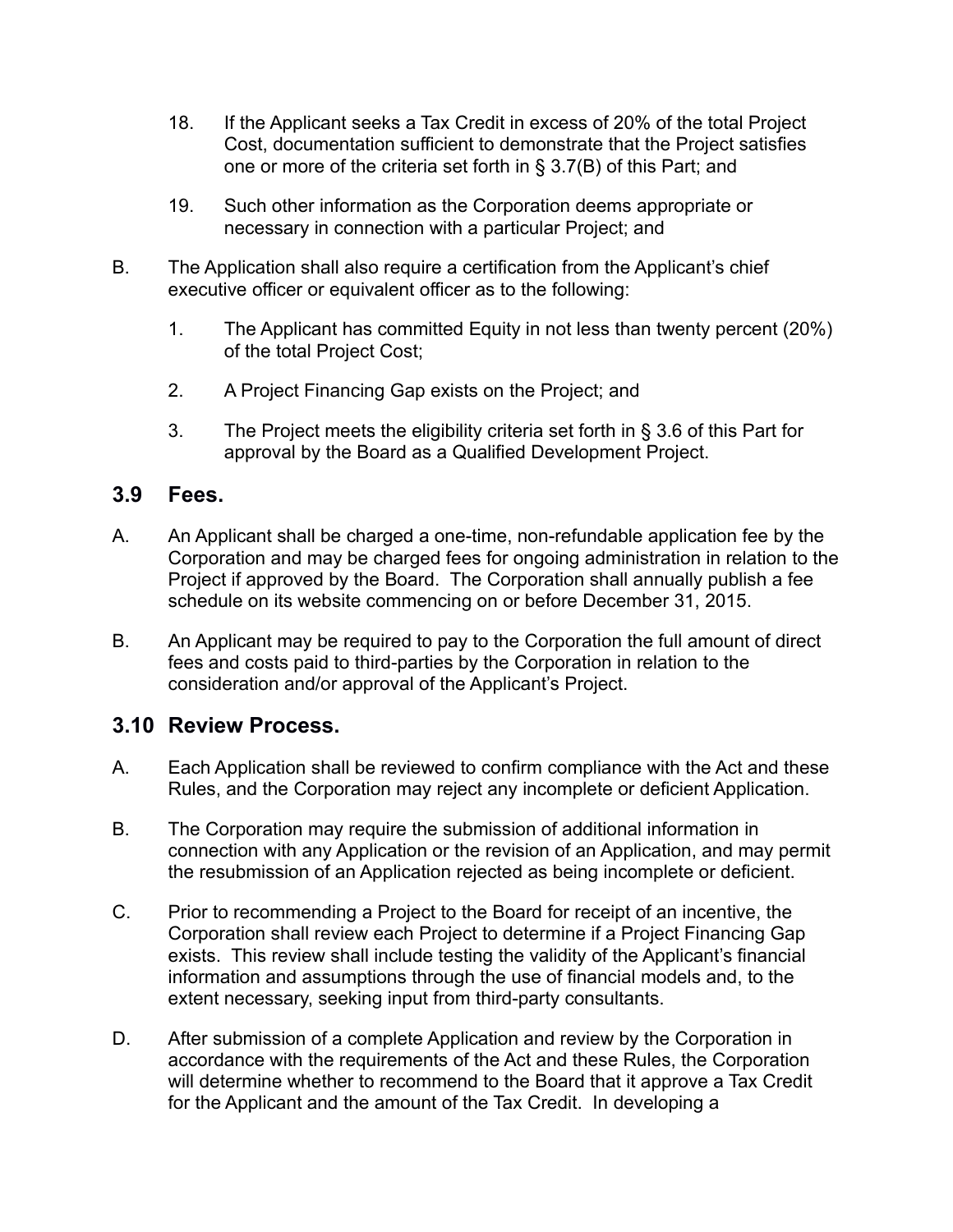18. If the Applicant seeks a Tax Credit in excess of 20% of the total Project Cost, documentation sufficient to demonstrate that the Project satisfies one or more of the criteria set forth in § 3.7(B) of this Part; and

19. Such other information as the Corporation deems appropriate or necessary in connection with a particular Project; and

B. The Application shall also require a certification from the Applicant's chief executive officer or equivalent officer as to the following:

   1. The Applicant has committed Equity in not less than twenty percent (20%) of the total Project Cost;

   2. A Project Financing Gap exists on the Project; and

   3. The Project meets the eligibility criteria set forth in § 3.6 of this Part for approval by the Board as a Qualified Development Project.

## 3.9 Fees.

A. An Applicant shall be charged a one-time, non-refundable application fee by the Corporation and may be charged fees for ongoing administration in relation to the Project if approved by the Board. The Corporation shall annually publish a fee schedule on its website commencing on or before December 31, 2015.

B. An Applicant may be required to pay to the Corporation the full amount of direct fees and costs paid to third-parties by the Corporation in relation to the consideration and/or approval of the Applicant's Project.

## 3.10 Review Process.

A. Each Application shall be reviewed to confirm compliance with the Act and these Rules, and the Corporation may reject any incomplete or deficient Application.

B. The Corporation may require the submission of additional information in connection with any Application or the revision of an Application, and may permit the resubmission of an Application rejected as being incomplete or deficient.

C. Prior to recommending a Project to the Board for receipt of an incentive, the Corporation shall review each Project to determine if a Project Financing Gap exists. This review shall include testing the validity of the Applicant's financial information and assumptions through the use of financial models and, to the extent necessary, seeking input from third-party consultants.

D. After submission of a complete Application and review by the Corporation in accordance with the requirements of the Act and these Rules, the Corporation will determine whether to recommend to the Board that it approve a Tax Credit for the Applicant and the amount of the Tax Credit. In developing a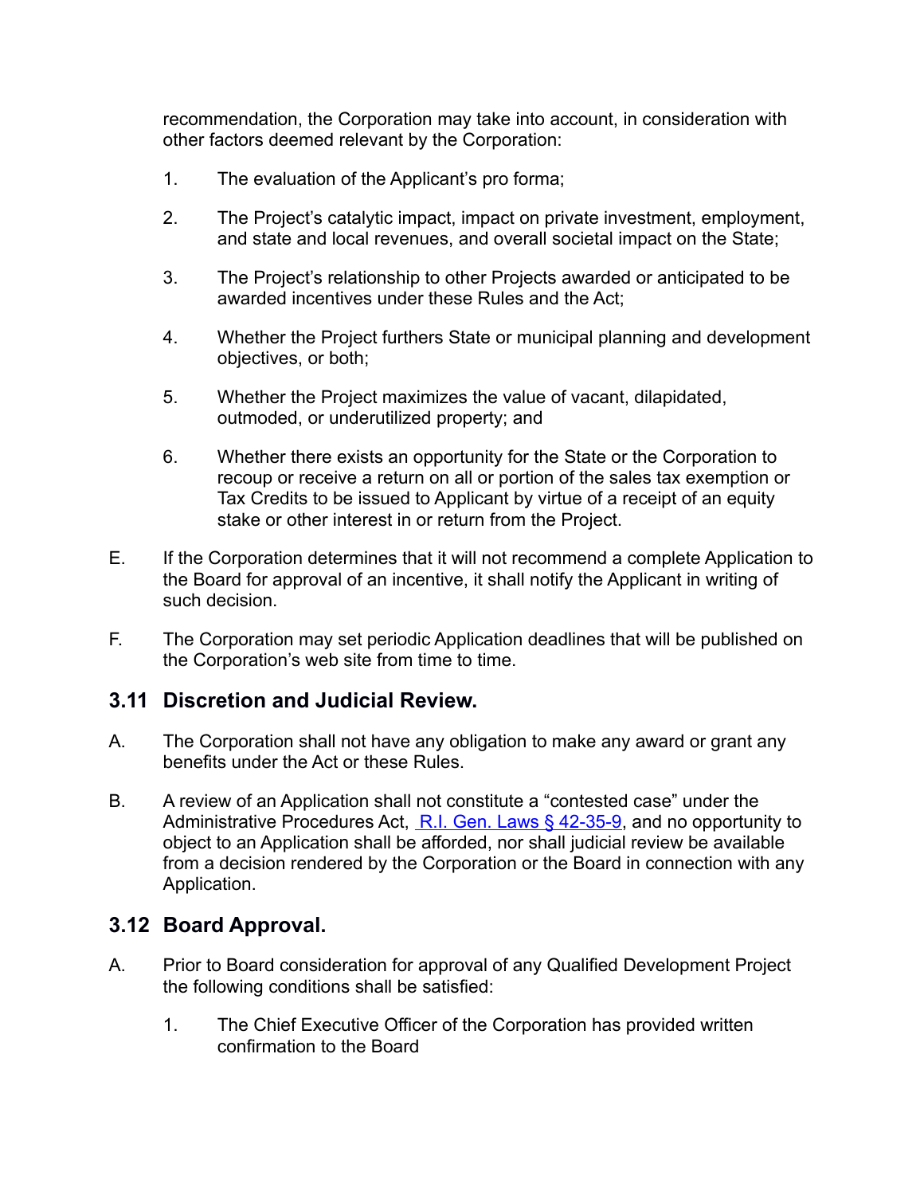recommendation, the Corporation may take into account, in consideration with other factors deemed relevant by the Corporation:

1. The evaluation of the Applicant's pro forma;

2. The Project's catalytic impact, impact on private investment, employment, and state and local revenues, and overall societal impact on the State;

3. The Project's relationship to other Projects awarded or anticipated to be awarded incentives under these Rules and the Act;

4. Whether the Project furthers State or municipal planning and development objectives, or both;

5. Whether the Project maximizes the value of vacant, dilapidated, outmoded, or underutilized property; and

6. Whether there exists an opportunity for the State or the Corporation to recoup or receive a return on all or portion of the sales tax exemption or Tax Credits to be issued to Applicant by virtue of a receipt of an equity stake or other interest in or return from the Project.

E. If the Corporation determines that it will not recommend a complete Application to the Board for approval of an incentive, it shall notify the Applicant in writing of such decision.

F. The Corporation may set periodic Application deadlines that will be published on the Corporation's web site from time to time.

## 3.11 Discretion and Judicial Review.

A. The Corporation shall not have any obligation to make any award or grant any benefits under the Act or these Rules.

B. A review of an Application shall not constitute a "contested case" under the Administrative Procedures Act, R.I. Gen. Laws § 42-35-9, and no opportunity to object to an Application shall be afforded, nor shall judicial review be available from a decision rendered by the Corporation or the Board in connection with any Application.

## 3.12 Board Approval.

A. Prior to Board consideration for approval of any Qualified Development Project the following conditions shall be satisfied:

1. The Chief Executive Officer of the Corporation has provided written confirmation to the Board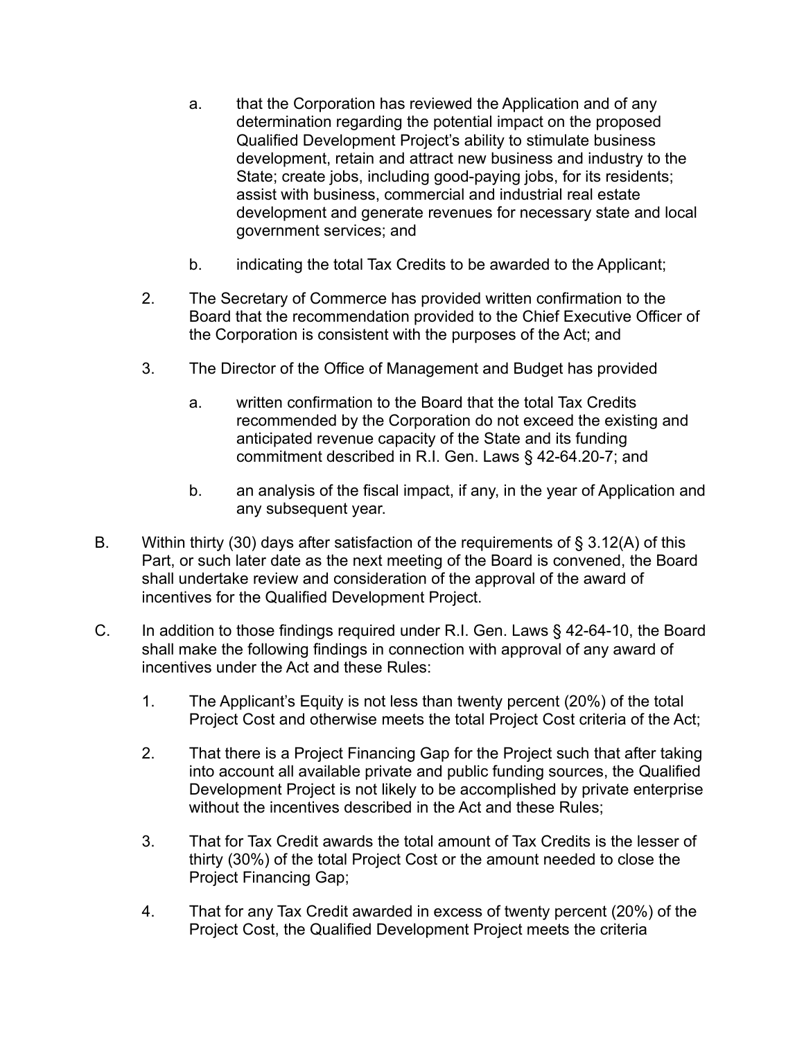a. that the Corporation has reviewed the Application and of any determination regarding the potential impact on the proposed Qualified Development Project's ability to stimulate business development, retain and attract new business and industry to the State; create jobs, including good-paying jobs, for its residents; assist with business, commercial and industrial real estate development and generate revenues for necessary state and local government services; and

b. indicating the total Tax Credits to be awarded to the Applicant;

2. The Secretary of Commerce has provided written confirmation to the Board that the recommendation provided to the Chief Executive Officer of the Corporation is consistent with the purposes of the Act; and

3. The Director of the Office of Management and Budget has provided

a. written confirmation to the Board that the total Tax Credits recommended by the Corporation do not exceed the existing and anticipated revenue capacity of the State and its funding commitment described in R.I. Gen. Laws § 42-64.20-7; and

b. an analysis of the fiscal impact, if any, in the year of Application and any subsequent year.

B. Within thirty (30) days after satisfaction of the requirements of § 3.12(A) of this Part, or such later date as the next meeting of the Board is convened, the Board shall undertake review and consideration of the approval of the award of incentives for the Qualified Development Project.

C. In addition to those findings required under R.I. Gen. Laws § 42-64-10, the Board shall make the following findings in connection with approval of any award of incentives under the Act and these Rules:

1. The Applicant's Equity is not less than twenty percent (20%) of the total Project Cost and otherwise meets the total Project Cost criteria of the Act;

2. That there is a Project Financing Gap for the Project such that after taking into account all available private and public funding sources, the Qualified Development Project is not likely to be accomplished by private enterprise without the incentives described in the Act and these Rules;

3. That for Tax Credit awards the total amount of Tax Credits is the lesser of thirty (30%) of the total Project Cost or the amount needed to close the Project Financing Gap;

4. That for any Tax Credit awarded in excess of twenty percent (20%) of the Project Cost, the Qualified Development Project meets the criteria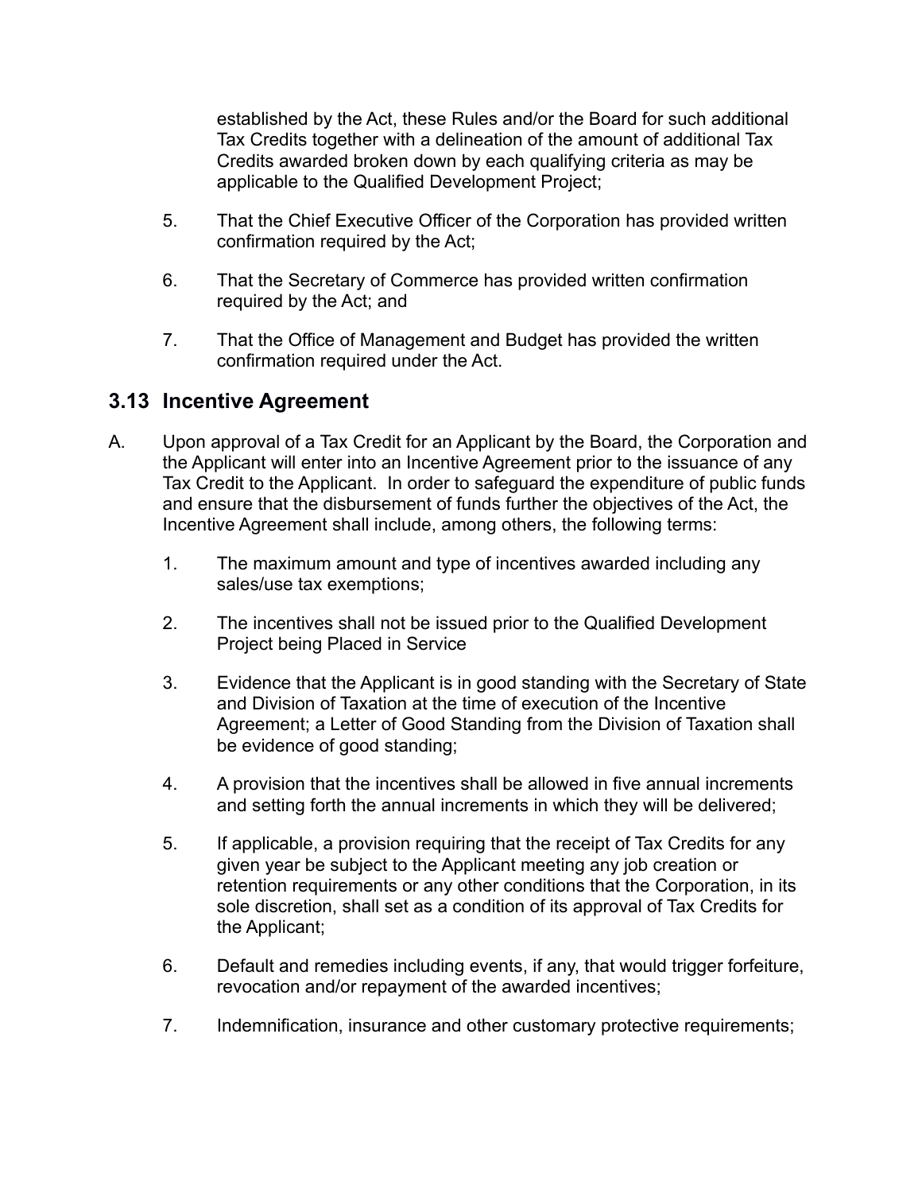established by the Act, these Rules and/or the Board for such additional Tax Credits together with a delineation of the amount of additional Tax Credits awarded broken down by each qualifying criteria as may be applicable to the Qualified Development Project;

5. That the Chief Executive Officer of the Corporation has provided written confirmation required by the Act;

6. That the Secretary of Commerce has provided written confirmation required by the Act; and

7. That the Office of Management and Budget has provided the written confirmation required under the Act.

## 3.13 Incentive Agreement

A. Upon approval of a Tax Credit for an Applicant by the Board, the Corporation and the Applicant will enter into an Incentive Agreement prior to the issuance of any Tax Credit to the Applicant. In order to safeguard the expenditure of public funds and ensure that the disbursement of funds further the objectives of the Act, the Incentive Agreement shall include, among others, the following terms:

1. The maximum amount and type of incentives awarded including any sales/use tax exemptions;

2. The incentives shall not be issued prior to the Qualified Development Project being Placed in Service

3. Evidence that the Applicant is in good standing with the Secretary of State and Division of Taxation at the time of execution of the Incentive Agreement; a Letter of Good Standing from the Division of Taxation shall be evidence of good standing;

4. A provision that the incentives shall be allowed in five annual increments and setting forth the annual increments in which they will be delivered;

5. If applicable, a provision requiring that the receipt of Tax Credits for any given year be subject to the Applicant meeting any job creation or retention requirements or any other conditions that the Corporation, in its sole discretion, shall set as a condition of its approval of Tax Credits for the Applicant;

6. Default and remedies including events, if any, that would trigger forfeiture, revocation and/or repayment of the awarded incentives;

7. Indemnification, insurance and other customary protective requirements;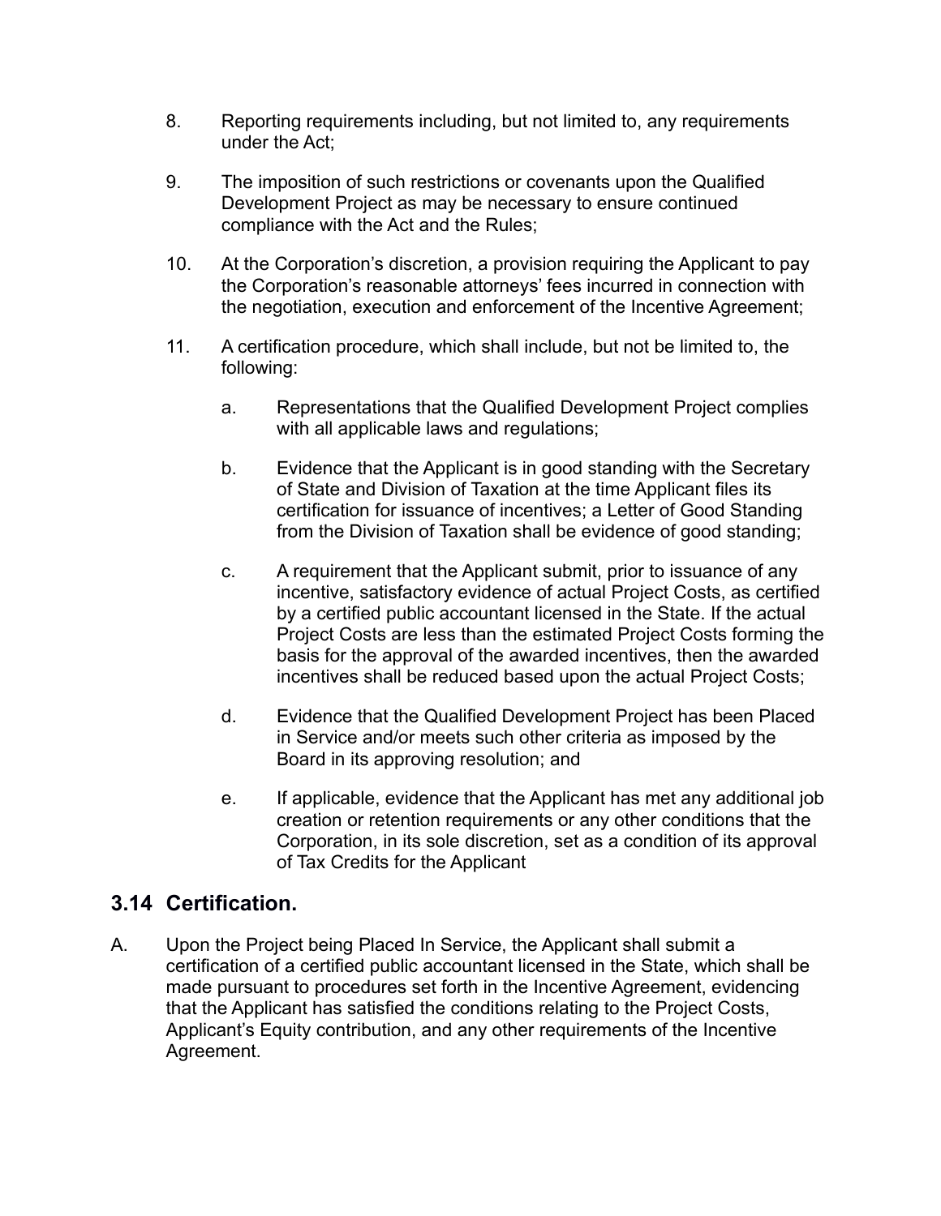8. Reporting requirements including, but not limited to, any requirements under the Act;

9. The imposition of such restrictions or covenants upon the Qualified Development Project as may be necessary to ensure continued compliance with the Act and the Rules;

10. At the Corporation's discretion, a provision requiring the Applicant to pay the Corporation's reasonable attorneys' fees incurred in connection with the negotiation, execution and enforcement of the Incentive Agreement;

11. A certification procedure, which shall include, but not be limited to, the following:

    a. Representations that the Qualified Development Project complies with all applicable laws and regulations;

    b. Evidence that the Applicant is in good standing with the Secretary of State and Division of Taxation at the time Applicant files its certification for issuance of incentives; a Letter of Good Standing from the Division of Taxation shall be evidence of good standing;

    c. A requirement that the Applicant submit, prior to issuance of any incentive, satisfactory evidence of actual Project Costs, as certified by a certified public accountant licensed in the State. If the actual Project Costs are less than the estimated Project Costs forming the basis for the approval of the awarded incentives, then the awarded incentives shall be reduced based upon the actual Project Costs;

    d. Evidence that the Qualified Development Project has been Placed in Service and/or meets such other criteria as imposed by the Board in its approving resolution; and

    e. If applicable, evidence that the Applicant has met any additional job creation or retention requirements or any other conditions that the Corporation, in its sole discretion, set as a condition of its approval of Tax Credits for the Applicant

## 3.14 Certification.

A. Upon the Project being Placed In Service, the Applicant shall submit a certification of a certified public accountant licensed in the State, which shall be made pursuant to procedures set forth in the Incentive Agreement, evidencing that the Applicant has satisfied the conditions relating to the Project Costs, Applicant's Equity contribution, and any other requirements of the Incentive Agreement.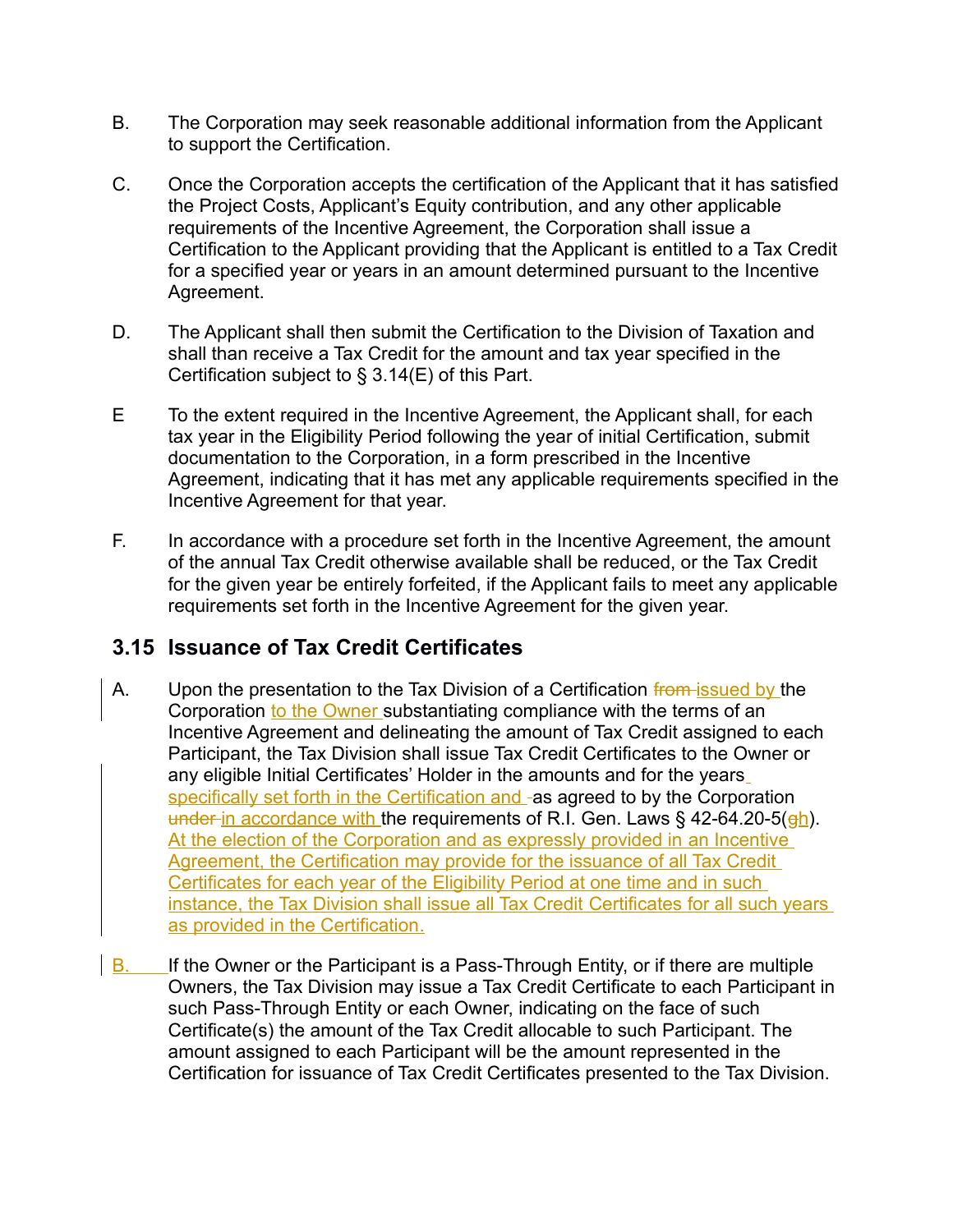B. The Corporation may seek reasonable additional information from the Applicant to support the Certification.

C. Once the Corporation accepts the certification of the Applicant that it has satisfied the Project Costs, Applicant's Equity contribution, and any other applicable requirements of the Incentive Agreement, the Corporation shall issue a Certification to the Applicant providing that the Applicant is entitled to a Tax Credit for a specified year or years in an amount determined pursuant to the Incentive Agreement.

D. The Applicant shall then submit the Certification to the Division of Taxation and shall than receive a Tax Credit for the amount and tax year specified in the Certification subject to § 3.14(E) of this Part.

E To the extent required in the Incentive Agreement, the Applicant shall, for each tax year in the Eligibility Period following the year of initial Certification, submit documentation to the Corporation, in a form prescribed in the Incentive Agreement, indicating that it has met any applicable requirements specified in the Incentive Agreement for that year.

F. In accordance with a procedure set forth in the Incentive Agreement, the amount of the annual Tax Credit otherwise available shall be reduced, or the Tax Credit for the given year be entirely forfeited, if the Applicant fails to meet any applicable requirements set forth in the Incentive Agreement for the given year.

## 3.15 Issuance of Tax Credit Certificates

A. Upon the presentation to the Tax Division of a Certification ~~from~~ issued by the Corporation to the Owner substantiating compliance with the terms of an Incentive Agreement and delineating the amount of Tax Credit assigned to each Participant, the Tax Division shall issue Tax Credit Certificates to the Owner or any eligible Initial Certificates' Holder in the amounts and for the years specifically set forth in the Certification and as agreed to by the Corporation ~~under~~ in accordance with the requirements of R.I. Gen. Laws § 42-64.20-5(~~g~~h). At the election of the Corporation and as expressly provided in an Incentive Agreement, the Certification may provide for the issuance of all Tax Credit Certificates for each year of the Eligibility Period at one time and in such instance, the Tax Division shall issue all Tax Credit Certificates for all such years as provided in the Certification.

B. If the Owner or the Participant is a Pass-Through Entity, or if there are multiple Owners, the Tax Division may issue a Tax Credit Certificate to each Participant in such Pass-Through Entity or each Owner, indicating on the face of such Certificate(s) the amount of the Tax Credit allocable to such Participant. The amount assigned to each Participant will be the amount represented in the Certification for issuance of Tax Credit Certificates presented to the Tax Division.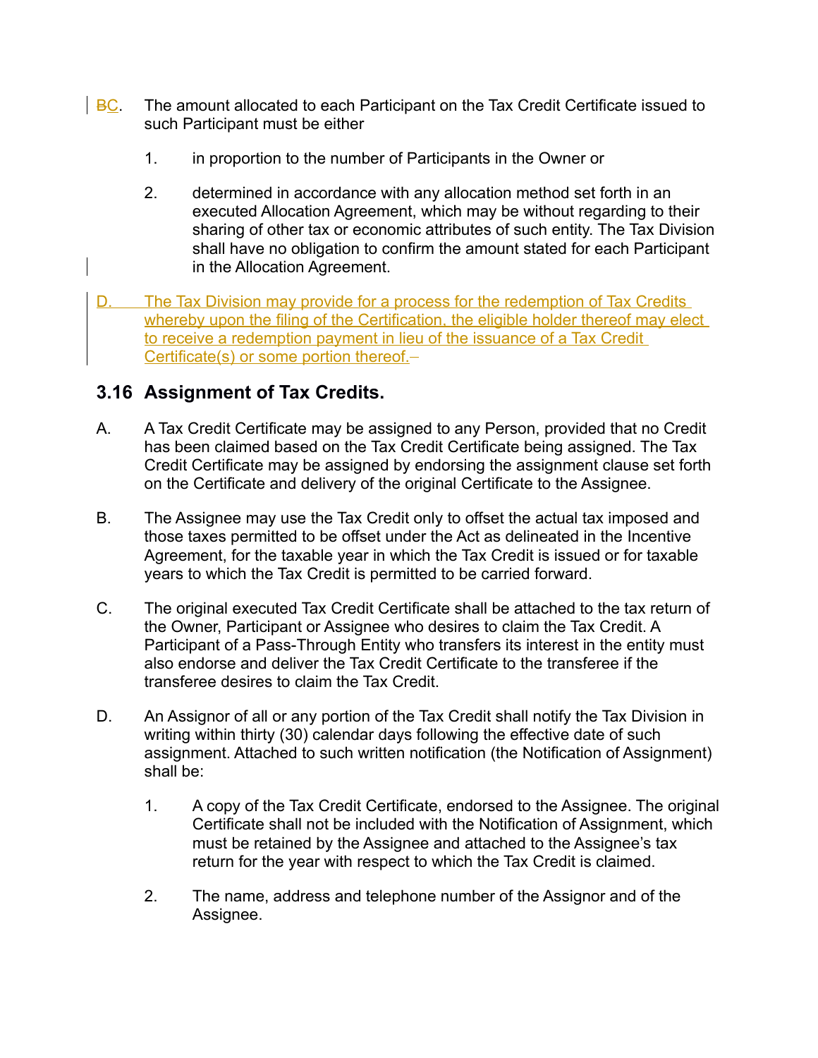~~B~~C. The amount allocated to each Participant on the Tax Credit Certificate issued to such Participant must be either

1. in proportion to the number of Participants in the Owner or

2. determined in accordance with any allocation method set forth in an executed Allocation Agreement, which may be without regarding to their sharing of other tax or economic attributes of such entity. The Tax Division shall have no obligation to confirm the amount stated for each Participant in the Allocation Agreement.

D. The Tax Division may provide for a process for the redemption of Tax Credits whereby upon the filing of the Certification, the eligible holder thereof may elect to receive a redemption payment in lieu of the issuance of a Tax Credit Certificate(s) or some portion thereof.

## 3.16 Assignment of Tax Credits.

A. A Tax Credit Certificate may be assigned to any Person, provided that no Credit has been claimed based on the Tax Credit Certificate being assigned. The Tax Credit Certificate may be assigned by endorsing the assignment clause set forth on the Certificate and delivery of the original Certificate to the Assignee.

B. The Assignee may use the Tax Credit only to offset the actual tax imposed and those taxes permitted to be offset under the Act as delineated in the Incentive Agreement, for the taxable year in which the Tax Credit is issued or for taxable years to which the Tax Credit is permitted to be carried forward.

C. The original executed Tax Credit Certificate shall be attached to the tax return of the Owner, Participant or Assignee who desires to claim the Tax Credit. A Participant of a Pass-Through Entity who transfers its interest in the entity must also endorse and deliver the Tax Credit Certificate to the transferee if the transferee desires to claim the Tax Credit.

D. An Assignor of all or any portion of the Tax Credit shall notify the Tax Division in writing within thirty (30) calendar days following the effective date of such assignment. Attached to such written notification (the Notification of Assignment) shall be:

1. A copy of the Tax Credit Certificate, endorsed to the Assignee. The original Certificate shall not be included with the Notification of Assignment, which must be retained by the Assignee and attached to the Assignee's tax return for the year with respect to which the Tax Credit is claimed.

2. The name, address and telephone number of the Assignor and of the Assignee.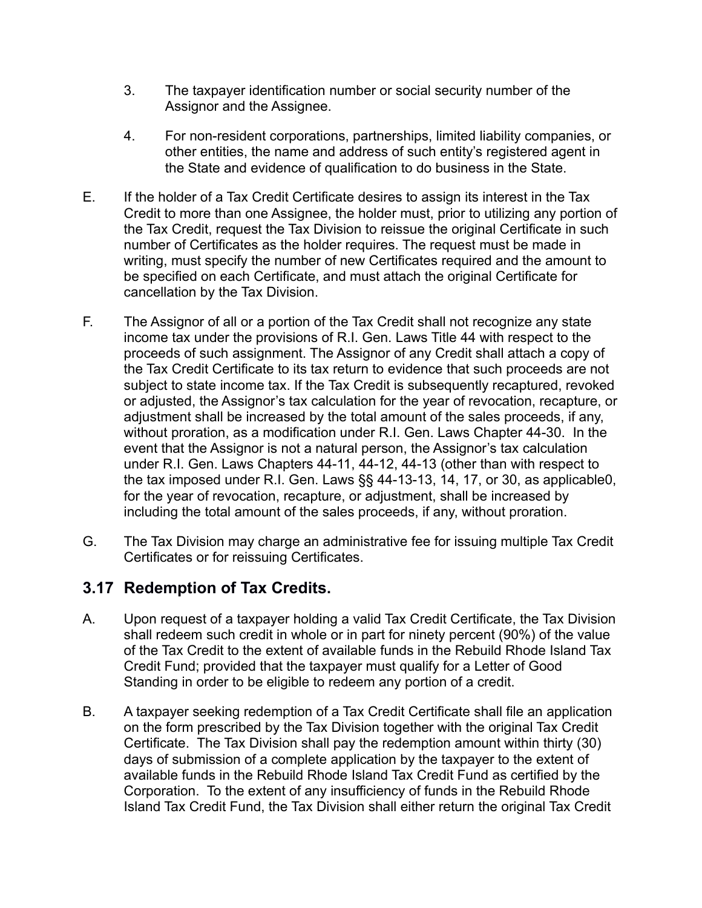3. The taxpayer identification number or social security number of the Assignor and the Assignee.

4. For non-resident corporations, partnerships, limited liability companies, or other entities, the name and address of such entity's registered agent in the State and evidence of qualification to do business in the State.

E. If the holder of a Tax Credit Certificate desires to assign its interest in the Tax Credit to more than one Assignee, the holder must, prior to utilizing any portion of the Tax Credit, request the Tax Division to reissue the original Certificate in such number of Certificates as the holder requires. The request must be made in writing, must specify the number of new Certificates required and the amount to be specified on each Certificate, and must attach the original Certificate for cancellation by the Tax Division.

F. The Assignor of all or a portion of the Tax Credit shall not recognize any state income tax under the provisions of R.I. Gen. Laws Title 44 with respect to the proceeds of such assignment. The Assignor of any Credit shall attach a copy of the Tax Credit Certificate to its tax return to evidence that such proceeds are not subject to state income tax. If the Tax Credit is subsequently recaptured, revoked or adjusted, the Assignor's tax calculation for the year of revocation, recapture, or adjustment shall be increased by the total amount of the sales proceeds, if any, without proration, as a modification under R.I. Gen. Laws Chapter 44-30. In the event that the Assignor is not a natural person, the Assignor's tax calculation under R.I. Gen. Laws Chapters 44-11, 44-12, 44-13 (other than with respect to the tax imposed under R.I. Gen. Laws §§ 44-13-13, 14, 17, or 30, as applicable0, for the year of revocation, recapture, or adjustment, shall be increased by including the total amount of the sales proceeds, if any, without proration.

G. The Tax Division may charge an administrative fee for issuing multiple Tax Credit Certificates or for reissuing Certificates.

## 3.17 Redemption of Tax Credits.

A. Upon request of a taxpayer holding a valid Tax Credit Certificate, the Tax Division shall redeem such credit in whole or in part for ninety percent (90%) of the value of the Tax Credit to the extent of available funds in the Rebuild Rhode Island Tax Credit Fund; provided that the taxpayer must qualify for a Letter of Good Standing in order to be eligible to redeem any portion of a credit.

B. A taxpayer seeking redemption of a Tax Credit Certificate shall file an application on the form prescribed by the Tax Division together with the original Tax Credit Certificate. The Tax Division shall pay the redemption amount within thirty (30) days of submission of a complete application by the taxpayer to the extent of available funds in the Rebuild Rhode Island Tax Credit Fund as certified by the Corporation. To the extent of any insufficiency of funds in the Rebuild Rhode Island Tax Credit Fund, the Tax Division shall either return the original Tax Credit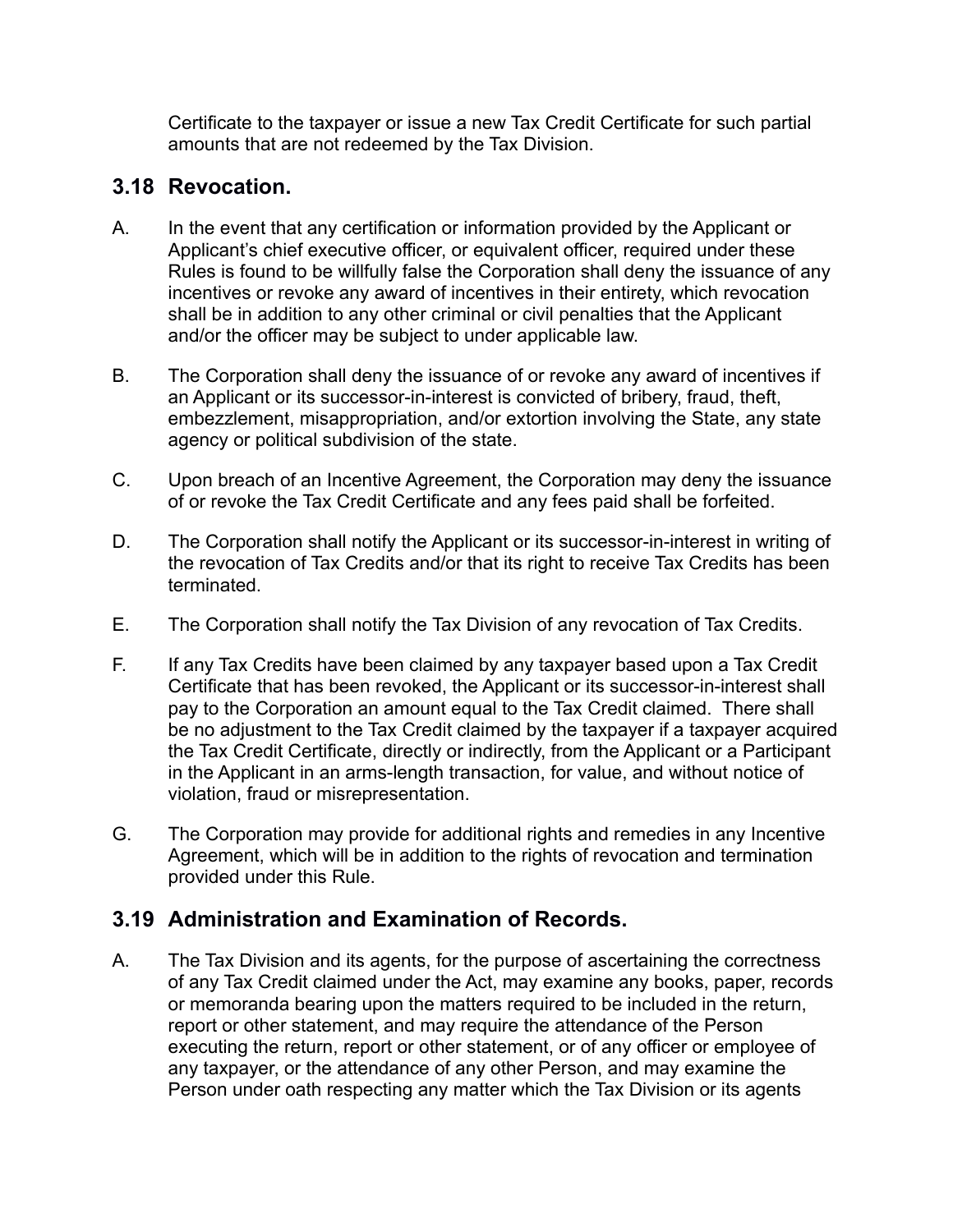Certificate to the taxpayer or issue a new Tax Credit Certificate for such partial amounts that are not redeemed by the Tax Division.

## 3.18 Revocation.

A. In the event that any certification or information provided by the Applicant or Applicant's chief executive officer, or equivalent officer, required under these Rules is found to be willfully false the Corporation shall deny the issuance of any incentives or revoke any award of incentives in their entirety, which revocation shall be in addition to any other criminal or civil penalties that the Applicant and/or the officer may be subject to under applicable law.

B. The Corporation shall deny the issuance of or revoke any award of incentives if an Applicant or its successor-in-interest is convicted of bribery, fraud, theft, embezzlement, misappropriation, and/or extortion involving the State, any state agency or political subdivision of the state.

C. Upon breach of an Incentive Agreement, the Corporation may deny the issuance of or revoke the Tax Credit Certificate and any fees paid shall be forfeited.

D. The Corporation shall notify the Applicant or its successor-in-interest in writing of the revocation of Tax Credits and/or that its right to receive Tax Credits has been terminated.

E. The Corporation shall notify the Tax Division of any revocation of Tax Credits.

F. If any Tax Credits have been claimed by any taxpayer based upon a Tax Credit Certificate that has been revoked, the Applicant or its successor-in-interest shall pay to the Corporation an amount equal to the Tax Credit claimed. There shall be no adjustment to the Tax Credit claimed by the taxpayer if a taxpayer acquired the Tax Credit Certificate, directly or indirectly, from the Applicant or a Participant in the Applicant in an arms-length transaction, for value, and without notice of violation, fraud or misrepresentation.

G. The Corporation may provide for additional rights and remedies in any Incentive Agreement, which will be in addition to the rights of revocation and termination provided under this Rule.

## 3.19 Administration and Examination of Records.

A. The Tax Division and its agents, for the purpose of ascertaining the correctness of any Tax Credit claimed under the Act, may examine any books, paper, records or memoranda bearing upon the matters required to be included in the return, report or other statement, and may require the attendance of the Person executing the return, report or other statement, or of any officer or employee of any taxpayer, or the attendance of any other Person, and may examine the Person under oath respecting any matter which the Tax Division or its agents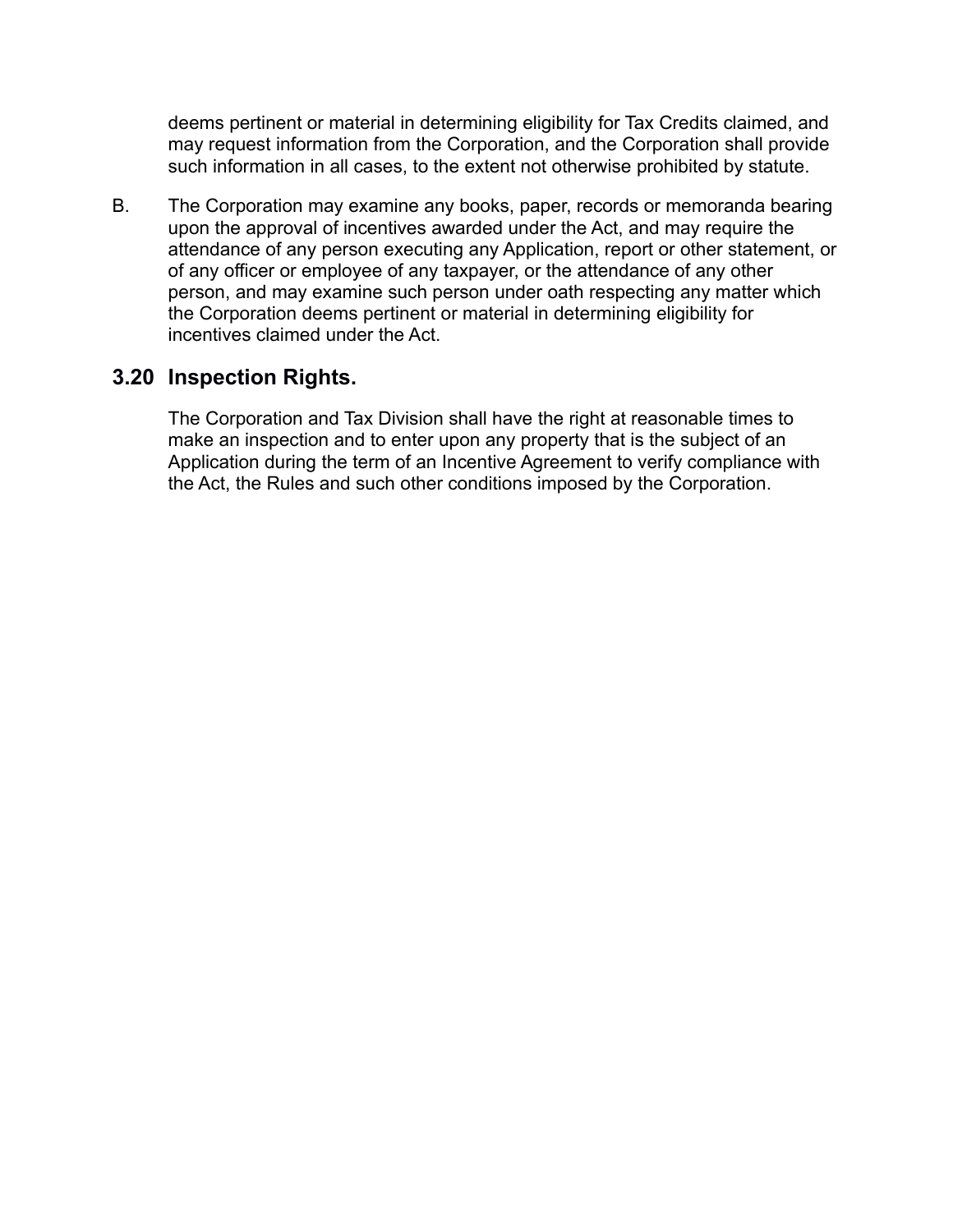deems pertinent or material in determining eligibility for Tax Credits claimed, and may request information from the Corporation, and the Corporation shall provide such information in all cases, to the extent not otherwise prohibited by statute.

B. The Corporation may examine any books, paper, records or memoranda bearing upon the approval of incentives awarded under the Act, and may require the attendance of any person executing any Application, report or other statement, or of any officer or employee of any taxpayer, or the attendance of any other person, and may examine such person under oath respecting any matter which the Corporation deems pertinent or material in determining eligibility for incentives claimed under the Act.

## 3.20 Inspection Rights.

The Corporation and Tax Division shall have the right at reasonable times to make an inspection and to enter upon any property that is the subject of an Application during the term of an Incentive Agreement to verify compliance with the Act, the Rules and such other conditions imposed by the Corporation.